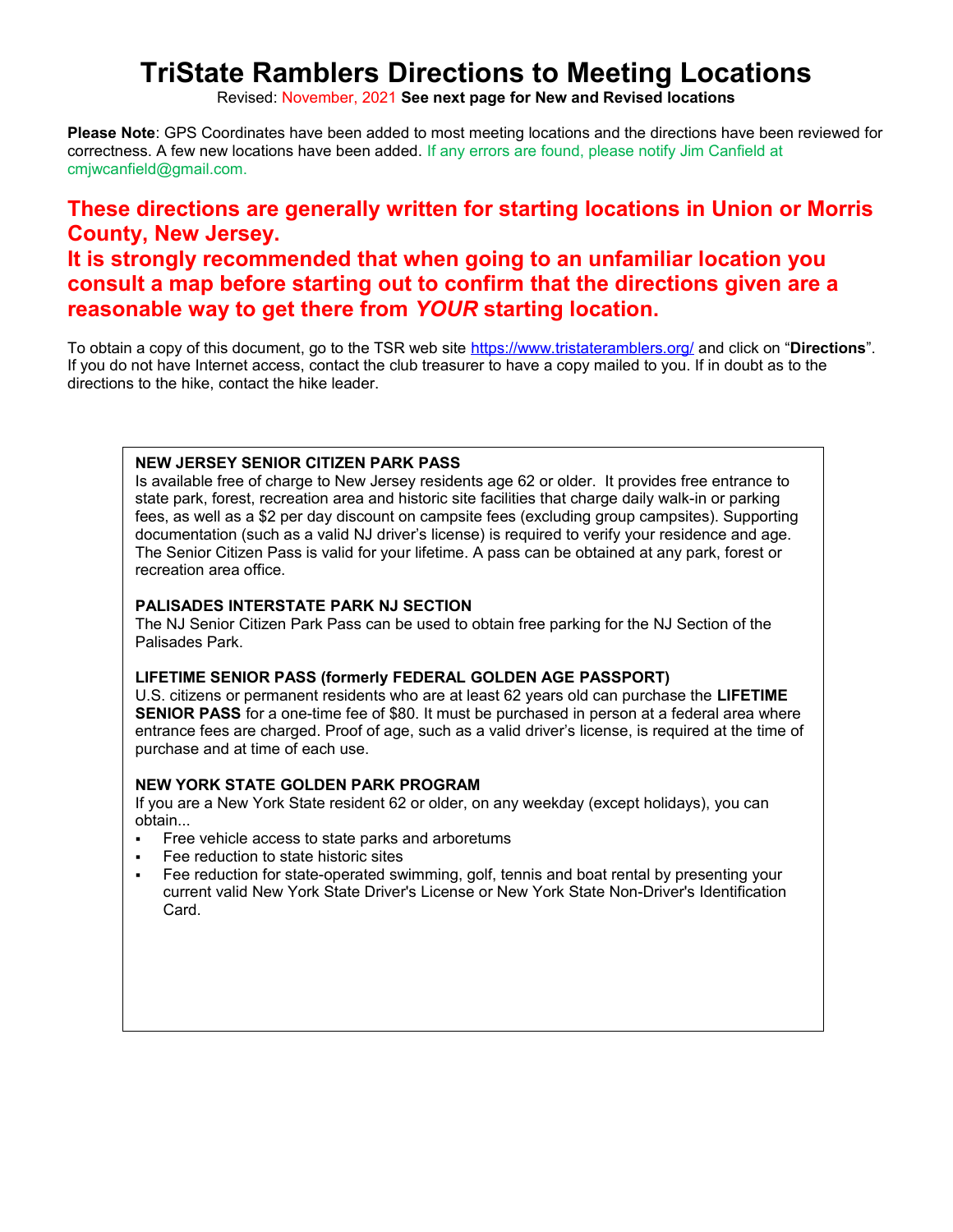# TriState Ramblers Directions to Meeting Locations

Revised: November, 2021 **See next page for New and Revised locations**

**Please Note**: GPS Coordinates have been added to most meeting locations and the directions have been reviewed for correctness. A few new locations have been added. If any errors are found, please notify Jim Canfield at cmjwcanfield@gmail.com.

## These directions are generally written for starting locations in Union or Morris County, New Jersey.

## It is strongly recommended that when going to an unfamiliar location you consult a map before starting out to confirm that the directions given are a reasonable way to get there from *YOUR* starting location.

To obtain a copy of this document, go to the TSR web site https://www.tristateramblers.org/ and click on "**Directions**". If you do not have Internet access, contact the club treasurer to have a copy mailed to you. If in doubt as to the directions to the hike, contact the hike leader.

**NEW JERSEY SENIOR CITIZEN PARK PASS**

Is available free of charge to New Jersey residents age 62 or older. It provides free entrance to state park, forest, recreation area and historic site facilities that charge daily walk-in or parking fees, as well as a $2 per day discount on campsite fees (excluding group campsites). Supporting documentation (such as a valid NJ driver's license) is required to verify your residence and age. The Senior Citizen Pass is valid for your lifetime. A pass can be obtained at any park, forest or recreation area office.

**PALISADES INTERSTATE PARK NJ SECTION**

The NJ Senior Citizen Park Pass can be used to obtain free parking for the NJ Section of the Palisades Park.

**LIFETIME SENIOR PASS (formerly FEDERAL GOLDEN AGE PASSPORT)**

U.S. citizens or permanent residents who are at least 62 years old can purchase the **LIFETIME SENIOR PASS** for a one-time fee of $80. It must be purchased in person at a federal area where entrance fees are charged. Proof of age, such as a valid driver's license, is required at the time of purchase and at time of each use.

**NEW YORK STATE GOLDEN PARK PROGRAM**

If you are a New York State resident 62 or older, on any weekday (except holidays), you can obtain...

- Free vehicle access to state parks and arboretums
- Fee reduction to state historic sites
- Fee reduction for state-operated swimming, golf, tennis and boat rental by presenting your current valid New York State Driver's License or New York State Non-Driver's Identification Card.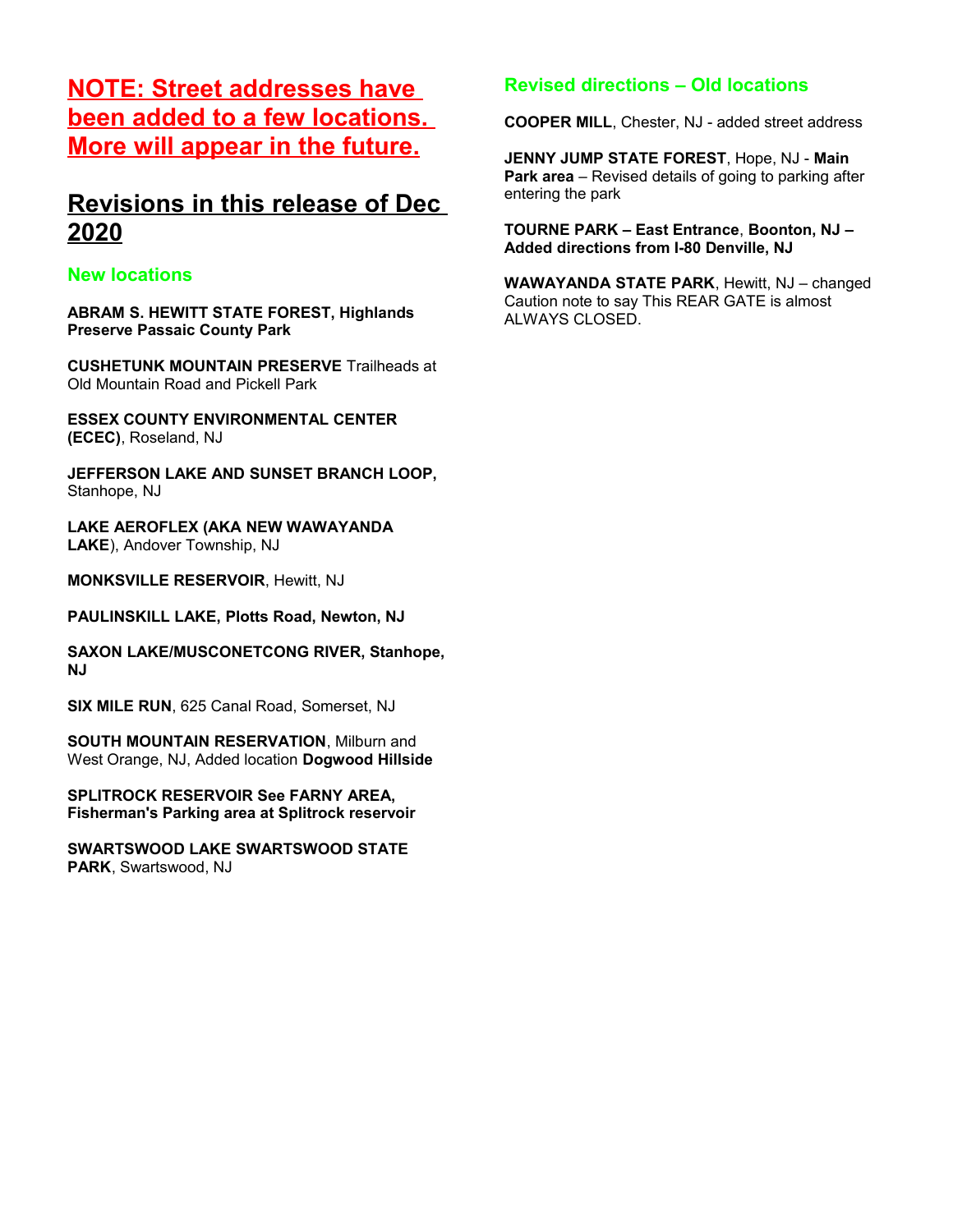## NOTE: Street addresses have been added to a few locations. More will appear in the future.

## Revisions in this release of Dec 2020

### New locations

**ABRAM S. HEWITT STATE FOREST, Highlands Preserve Passaic County Park**

**CUSHETUNK MOUNTAIN PRESERVE** Trailheads at Old Mountain Road and Pickell Park

**ESSEX COUNTY ENVIRONMENTAL CENTER (ECEC)**, Roseland, NJ

**JEFFERSON LAKE AND SUNSET BRANCH LOOP,** Stanhope, NJ

**LAKE AEROFLEX (AKA NEW WAWAYANDA LAKE**), Andover Township, NJ

**MONKSVILLE RESERVOIR**, Hewitt, NJ

**PAULINSKILL LAKE, Plotts Road, Newton, NJ**

**SAXON LAKE/MUSCONETCONG RIVER, Stanhope, NJ**

**SIX MILE RUN**, 625 Canal Road, Somerset, NJ

**SOUTH MOUNTAIN RESERVATION**, Milburn and West Orange, NJ, Added location **Dogwood Hillside**

**SPLITROCK RESERVOIR See FARNY AREA, Fisherman's Parking area at Splitrock reservoir**

**SWARTSWOOD LAKE SWARTSWOOD STATE PARK**, Swartswood, NJ

### Revised directions – Old locations

**COOPER MILL**, Chester, NJ - added street address

**JENNY JUMP STATE FOREST**, Hope, NJ - **Main Park area** – Revised details of going to parking after entering the park

**TOURNE PARK – East Entrance**, **Boonton, NJ – Added directions from I-80 Denville, NJ**

**WAWAYANDA STATE PARK**, Hewitt, NJ – changed Caution note to say This REAR GATE is almost ALWAYS CLOSED.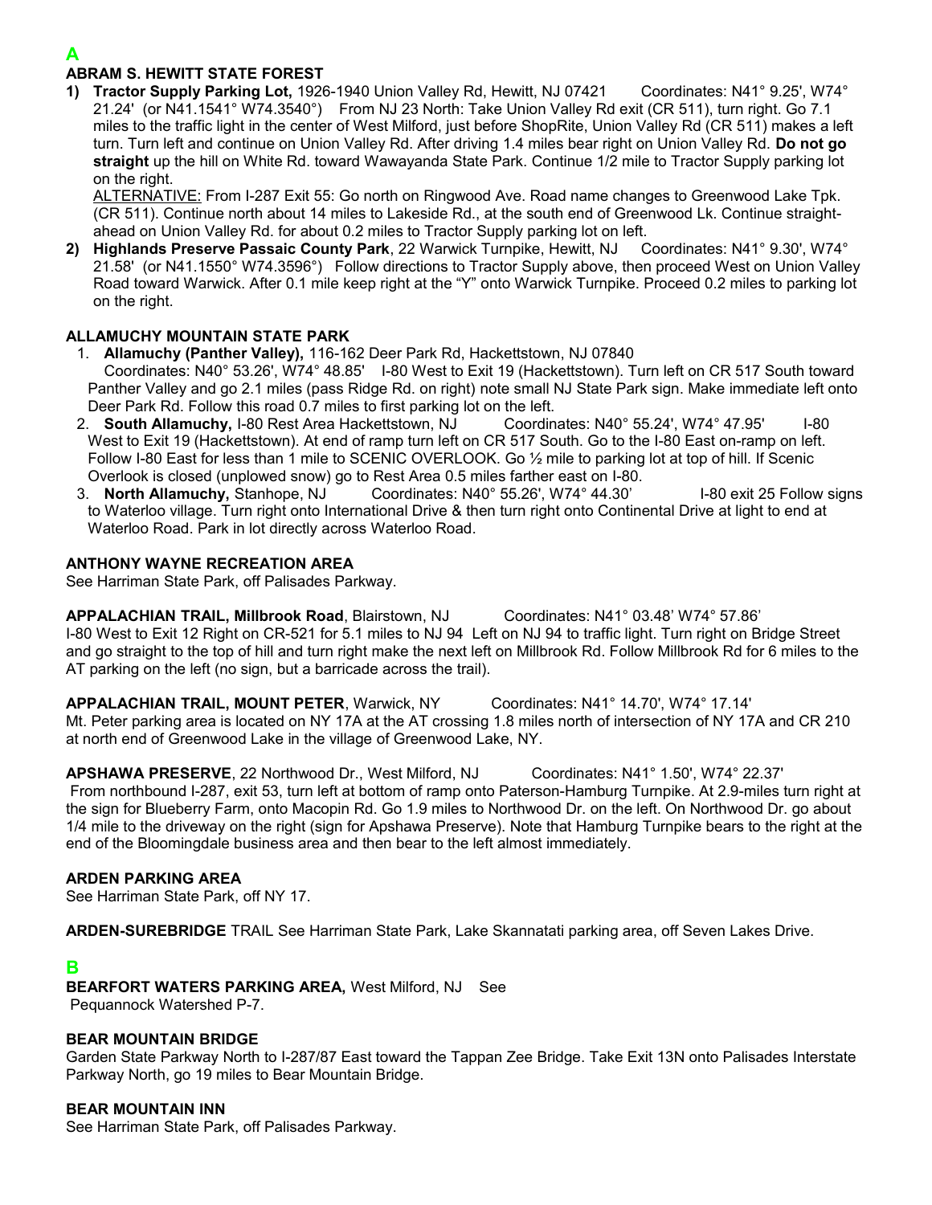# A

### ABRAM S. HEWITT STATE FOREST

1) **Tractor Supply Parking Lot,** 1926-1940 Union Valley Rd, Hewitt, NJ 07421 Coordinates: N41° 9.25', W74° 21.24' (or N41.1541° W74.3540°) From NJ 23 North: Take Union Valley Rd exit (CR 511), turn right. Go 7.1 miles to the traffic light in the center of West Milford, just before ShopRite, Union Valley Rd (CR 511) makes a left turn. Turn left and continue on Union Valley Rd. After driving 1.4 miles bear right on Union Valley Rd. **Do not go straight** up the hill on White Rd. toward Wawayanda State Park. Continue 1/2 mile to Tractor Supply parking lot on the right.

   ALTERNATIVE: From I-287 Exit 55: Go north on Ringwood Ave. Road name changes to Greenwood Lake Tpk. (CR 511). Continue north about 14 miles to Lakeside Rd., at the south end of Greenwood Lk. Continue straight-ahead on Union Valley Rd. for about 0.2 miles to Tractor Supply parking lot on left.

2) **Highlands Preserve Passaic County Park**, 22 Warwick Turnpike, Hewitt, NJ Coordinates: N41° 9.30', W74° 21.58' (or N41.1550° W74.3596°) Follow directions to Tractor Supply above, then proceed West on Union Valley Road toward Warwick. After 0.1 mile keep right at the "Y" onto Warwick Turnpike. Proceed 0.2 miles to parking lot on the right.

### ALLAMUCHY MOUNTAIN STATE PARK

1. **Allamuchy (Panther Valley),** 116-162 Deer Park Rd, Hackettstown, NJ 07840 Coordinates: N40° 53.26', W74° 48.85' I-80 West to Exit 19 (Hackettstown). Turn left on CR 517 South toward Panther Valley and go 2.1 miles (pass Ridge Rd. on right) note small NJ State Park sign. Make immediate left onto Deer Park Rd. Follow this road 0.7 miles to first parking lot on the left.
2. **South Allamuchy,** I-80 Rest Area Hackettstown, NJ Coordinates: N40° 55.24', W74° 47.95' I-80 West to Exit 19 (Hackettstown). At end of ramp turn left on CR 517 South. Go to the I-80 East on-ramp on left. Follow I-80 East for less than 1 mile to SCENIC OVERLOOK. Go ½ mile to parking lot at top of hill. If Scenic Overlook is closed (unplowed snow) go to Rest Area 0.5 miles farther east on I-80.
3. **North Allamuchy,** Stanhope, NJ Coordinates: N40° 55.26', W74° 44.30' I-80 exit 25 Follow signs to Waterloo village. Turn right onto International Drive & then turn right onto Continental Drive at light to end at Waterloo Road. Park in lot directly across Waterloo Road.

### ANTHONY WAYNE RECREATION AREA

See Harriman State Park, off Palisades Parkway.

**APPALACHIAN TRAIL, Millbrook Road**, Blairstown, NJ Coordinates: N41° 03.48' W74° 57.86'
I-80 West to Exit 12 Right on CR-521 for 5.1 miles to NJ 94 Left on NJ 94 to traffic light. Turn right on Bridge Street and go straight to the top of hill and turn right make the next left on Millbrook Rd. Follow Millbrook Rd for 6 miles to the AT parking on the left (no sign, but a barricade across the trail).

**APPALACHIAN TRAIL, MOUNT PETER**, Warwick, NY Coordinates: N41° 14.70', W74° 17.14'
Mt. Peter parking area is located on NY 17A at the AT crossing 1.8 miles north of intersection of NY 17A and CR 210 at north end of Greenwood Lake in the village of Greenwood Lake, NY.

**APSHAWA PRESERVE**, 22 Northwood Dr., West Milford, NJ Coordinates: N41° 1.50', W74° 22.37'
From northbound I-287, exit 53, turn left at bottom of ramp onto Paterson-Hamburg Turnpike. At 2.9-miles turn right at the sign for Blueberry Farm, onto Macopin Rd. Go 1.9 miles to Northwood Dr. on the left. On Northwood Dr. go about 1/4 mile to the driveway on the right (sign for Apshawa Preserve). Note that Hamburg Turnpike bears to the right at the end of the Bloomingdale business area and then bear to the left almost immediately.

### ARDEN PARKING AREA

See Harriman State Park, off NY 17.

**ARDEN-SUREBRIDGE** TRAIL See Harriman State Park, Lake Skannatati parking area, off Seven Lakes Drive.

# B

**BEARFORT WATERS PARKING AREA,** West Milford, NJ See Pequannock Watershed P-7.

### BEAR MOUNTAIN BRIDGE

Garden State Parkway North to I-287/87 East toward the Tappan Zee Bridge. Take Exit 13N onto Palisades Interstate Parkway North, go 19 miles to Bear Mountain Bridge.

### BEAR MOUNTAIN INN

See Harriman State Park, off Palisades Parkway.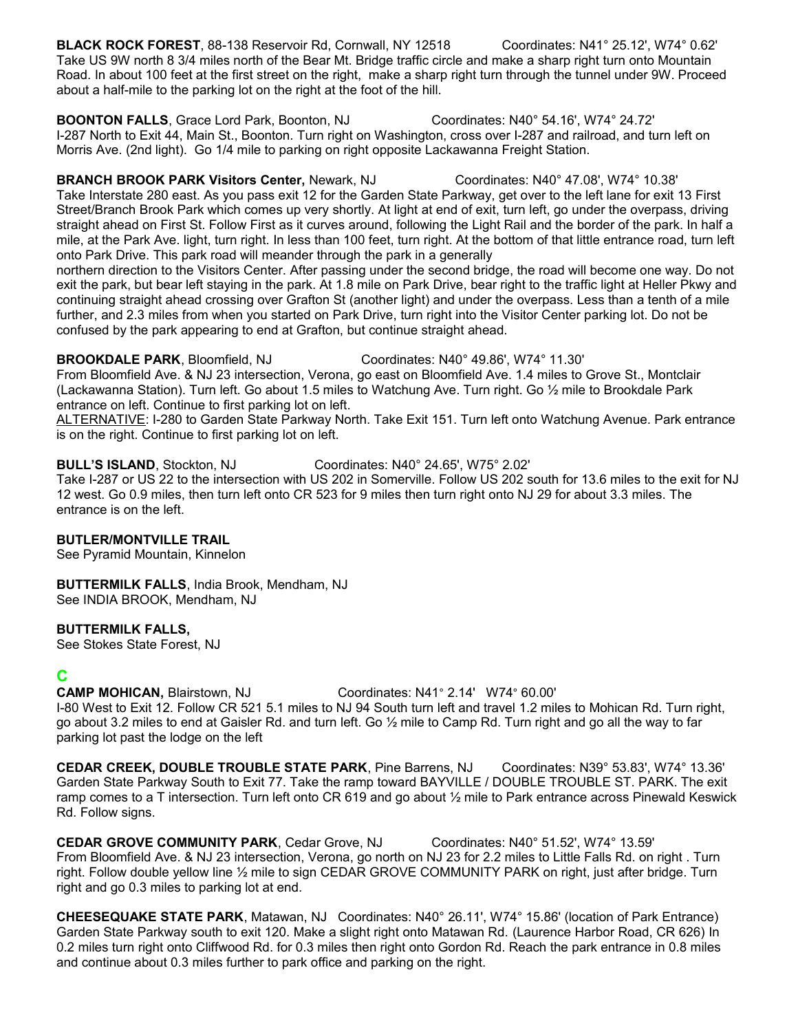**BLACK ROCK FOREST**, 88-138 Reservoir Rd, Cornwall, NY 12518 Coordinates: N41° 25.12', W74° 0.62'
Take US 9W north 8 3/4 miles north of the Bear Mt. Bridge traffic circle and make a sharp right turn onto Mountain Road. In about 100 feet at the first street on the right, make a sharp right turn through the tunnel under 9W. Proceed about a half-mile to the parking lot on the right at the foot of the hill.

**BOONTON FALLS**, Grace Lord Park, Boonton, NJ Coordinates: N40° 54.16', W74° 24.72'
I-287 North to Exit 44, Main St., Boonton. Turn right on Washington, cross over I-287 and railroad, and turn left on Morris Ave. (2nd light). Go 1/4 mile to parking on right opposite Lackawanna Freight Station.

**BRANCH BROOK PARK Visitors Center,** Newark, NJ Coordinates: N40° 47.08', W74° 10.38'
Take Interstate 280 east. As you pass exit 12 for the Garden State Parkway, get over to the left lane for exit 13 First Street/Branch Brook Park which comes up very shortly. At light at end of exit, turn left, go under the overpass, driving straight ahead on First St. Follow First as it curves around, following the Light Rail and the border of the park. In half a mile, at the Park Ave. light, turn right. In less than 100 feet, turn right. At the bottom of that little entrance road, turn left onto Park Drive. This park road will meander through the park in a generally
northern direction to the Visitors Center. After passing under the second bridge, the road will become one way. Do not exit the park, but bear left staying in the park. At 1.8 mile on Park Drive, bear right to the traffic light at Heller Pkwy and continuing straight ahead crossing over Grafton St (another light) and under the overpass. Less than a tenth of a mile further, and 2.3 miles from when you started on Park Drive, turn right into the Visitor Center parking lot. Do not be confused by the park appearing to end at Grafton, but continue straight ahead.

**BROOKDALE PARK**, Bloomfield, NJ Coordinates: N40° 49.86', W74° 11.30'
From Bloomfield Ave. & NJ 23 intersection, Verona, go east on Bloomfield Ave. 1.4 miles to Grove St., Montclair (Lackawanna Station). Turn left. Go about 1.5 miles to Watchung Ave. Turn right. Go ½ mile to Brookdale Park entrance on left. Continue to first parking lot on left.
<u>ALTERNATIVE</u>: I-280 to Garden State Parkway North. Take Exit 151. Turn left onto Watchung Avenue. Park entrance is on the right. Continue to first parking lot on left.

**BULL'S ISLAND**, Stockton, NJ Coordinates: N40° 24.65', W75° 2.02'
Take I-287 or US 22 to the intersection with US 202 in Somerville. Follow US 202 south for 13.6 miles to the exit for NJ 12 west. Go 0.9 miles, then turn left onto CR 523 for 9 miles then turn right onto NJ 29 for about 3.3 miles. The entrance is on the left.

**BUTLER/MONTVILLE TRAIL**
See Pyramid Mountain, Kinnelon

**BUTTERMILK FALLS**, India Brook, Mendham, NJ
See INDIA BROOK, Mendham, NJ

**BUTTERMILK FALLS,**
See Stokes State Forest, NJ

## C

**CAMP MOHICAN,** Blairstown, NJ Coordinates: N41° 2.14' W74° 60.00'
I-80 West to Exit 12. Follow CR 521 5.1 miles to NJ 94 South turn left and travel 1.2 miles to Mohican Rd. Turn right, go about 3.2 miles to end at Gaisler Rd. and turn left. Go ½ mile to Camp Rd. Turn right and go all the way to far parking lot past the lodge on the left

**CEDAR CREEK, DOUBLE TROUBLE STATE PARK**, Pine Barrens, NJ Coordinates: N39° 53.83', W74° 13.36'
Garden State Parkway South to Exit 77. Take the ramp toward BAYVILLE / DOUBLE TROUBLE ST. PARK. The exit ramp comes to a T intersection. Turn left onto CR 619 and go about ½ mile to Park entrance across Pinewald Keswick Rd. Follow signs.

**CEDAR GROVE COMMUNITY PARK**, Cedar Grove, NJ Coordinates: N40° 51.52', W74° 13.59'
From Bloomfield Ave. & NJ 23 intersection, Verona, go north on NJ 23 for 2.2 miles to Little Falls Rd. on right . Turn right. Follow double yellow line ½ mile to sign CEDAR GROVE COMMUNITY PARK on right, just after bridge. Turn right and go 0.3 miles to parking lot at end.

**CHEESEQUAKE STATE PARK**, Matawan, NJ Coordinates: N40° 26.11', W74° 15.86' (location of Park Entrance)
Garden State Parkway south to exit 120. Make a slight right onto Matawan Rd. (Laurence Harbor Road, CR 626) In 0.2 miles turn right onto Cliffwood Rd. for 0.3 miles then right onto Gordon Rd. Reach the park entrance in 0.8 miles and continue about 0.3 miles further to park office and parking on the right.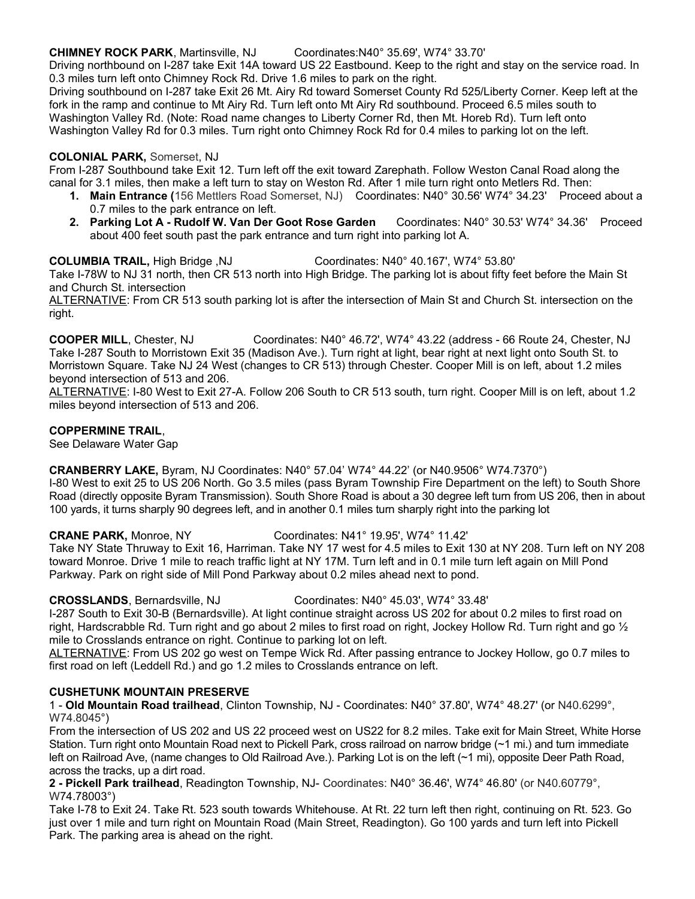**CHIMNEY ROCK PARK**, Martinsville, NJ Coordinates:N40° 35.69', W74° 33.70'

Driving northbound on I-287 take Exit 14A toward US 22 Eastbound. Keep to the right and stay on the service road. In 0.3 miles turn left onto Chimney Rock Rd. Drive 1.6 miles to park on the right.

Driving southbound on I-287 take Exit 26 Mt. Airy Rd toward Somerset County Rd 525/Liberty Corner. Keep left at the fork in the ramp and continue to Mt Airy Rd. Turn left onto Mt Airy Rd southbound. Proceed 6.5 miles south to Washington Valley Rd. (Note: Road name changes to Liberty Corner Rd, then Mt. Horeb Rd). Turn left onto Washington Valley Rd for 0.3 miles. Turn right onto Chimney Rock Rd for 0.4 miles to parking lot on the left.

**COLONIAL PARK,** Somerset, NJ

From I-287 Southbound take Exit 12. Turn left off the exit toward Zarephath. Follow Weston Canal Road along the canal for 3.1 miles, then make a left turn to stay on Weston Rd. After 1 mile turn right onto Metlers Rd. Then:

1. **Main Entrance (**156 Mettlers Road Somerset, NJ) Coordinates: N40° 30.56' W74° 34.23' Proceed about a 0.7 miles to the park entrance on left.
2. **Parking Lot A - Rudolf W. Van Der Goot Rose Garden** Coordinates: N40° 30.53' W74° 34.36' Proceed about 400 feet south past the park entrance and turn right into parking lot A.

**COLUMBIA TRAIL,** High Bridge ,NJ Coordinates: N40° 40.167', W74° 53.80'

Take I-78W to NJ 31 north, then CR 513 north into High Bridge. The parking lot is about fifty feet before the Main St and Church St. intersection

ALTERNATIVE: From CR 513 south parking lot is after the intersection of Main St and Church St. intersection on the right.

**COOPER MILL**, Chester, NJ Coordinates: N40° 46.72', W74° 43.22 (address - 66 Route 24, Chester, NJ

Take I-287 South to Morristown Exit 35 (Madison Ave.). Turn right at light, bear right at next light onto South St. to Morristown Square. Take NJ 24 West (changes to CR 513) through Chester. Cooper Mill is on left, about 1.2 miles beyond intersection of 513 and 206.

ALTERNATIVE: I-80 West to Exit 27-A. Follow 206 South to CR 513 south, turn right. Cooper Mill is on left, about 1.2 miles beyond intersection of 513 and 206.

**COPPERMINE TRAIL**,

See Delaware Water Gap

**CRANBERRY LAKE,** Byram, NJ Coordinates: N40° 57.04' W74° 44.22' (or N40.9506° W74.7370°)

I-80 West to exit 25 to US 206 North. Go 3.5 miles (pass Byram Township Fire Department on the left) to South Shore Road (directly opposite Byram Transmission). South Shore Road is about a 30 degree left turn from US 206, then in about 100 yards, it turns sharply 90 degrees left, and in another 0.1 miles turn sharply right into the parking lot

**CRANE PARK,** Monroe, NY Coordinates: N41° 19.95', W74° 11.42'

Take NY State Thruway to Exit 16, Harriman. Take NY 17 west for 4.5 miles to Exit 130 at NY 208. Turn left on NY 208 toward Monroe. Drive 1 mile to reach traffic light at NY 17M. Turn left and in 0.1 mile turn left again on Mill Pond Parkway. Park on right side of Mill Pond Parkway about 0.2 miles ahead next to pond.

**CROSSLANDS**, Bernardsville, NJ Coordinates: N40° 45.03', W74° 33.48'

I-287 South to Exit 30-B (Bernardsville). At light continue straight across US 202 for about 0.2 miles to first road on right, Hardscrabble Rd. Turn right and go about 2 miles to first road on right, Jockey Hollow Rd. Turn right and go ½ mile to Crosslands entrance on right. Continue to parking lot on left.

ALTERNATIVE: From US 202 go west on Tempe Wick Rd. After passing entrance to Jockey Hollow, go 0.7 miles to first road on left (Leddell Rd.) and go 1.2 miles to Crosslands entrance on left.

**CUSHETUNK MOUNTAIN PRESERVE**

1 - **Old Mountain Road trailhead**, Clinton Township, NJ - Coordinates: N40° 37.80', W74° 48.27' (or N40.6299°, W74.8045°)

From the intersection of US 202 and US 22 proceed west on US22 for 8.2 miles. Take exit for Main Street, White Horse Station. Turn right onto Mountain Road next to Pickell Park, cross railroad on narrow bridge (~1 mi.) and turn immediate left on Railroad Ave, (name changes to Old Railroad Ave.). Parking Lot is on the left (~1 mi), opposite Deer Path Road, across the tracks, up a dirt road.

**2 - Pickell Park trailhead**, Readington Township, NJ- Coordinates: N40° 36.46', W74° 46.80' (or N40.60779°, W74.78003°)

Take I-78 to Exit 24. Take Rt. 523 south towards Whitehouse. At Rt. 22 turn left then right, continuing on Rt. 523. Go just over 1 mile and turn right on Mountain Road (Main Street, Readington). Go 100 yards and turn left into Pickell Park. The parking area is ahead on the right.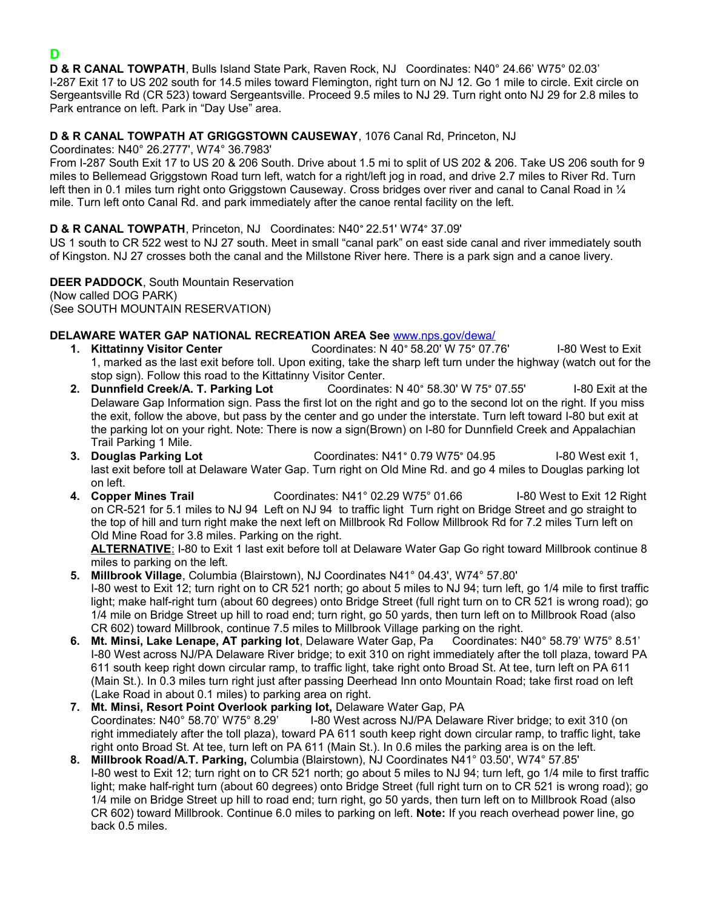# D

**D & R CANAL TOWPATH**, Bulls Island State Park, Raven Rock, NJ   Coordinates: N40° 24.66' W75° 02.03'
I-287 Exit 17 to US 202 south for 14.5 miles toward Flemington, right turn on NJ 12. Go 1 mile to circle. Exit circle on Sergeantsville Rd (CR 523) toward Sergeantsville. Proceed 9.5 miles to NJ 29. Turn right onto NJ 29 for 2.8 miles to Park entrance on left. Park in "Day Use" area.

**D & R CANAL TOWPATH AT GRIGGSTOWN CAUSEWAY**, 1076 Canal Rd, Princeton, NJ
Coordinates: N40° 26.2777', W74° 36.7983'
From I-287 South Exit 17 to US 20 & 206 South. Drive about 1.5 mi to split of US 202 & 206. Take US 206 south for 9 miles to Bellemead Griggstown Road turn left, watch for a right/left jog in road, and drive 2.7 miles to River Rd. Turn left then in 0.1 miles turn right onto Griggstown Causeway. Cross bridges over river and canal to Canal Road in ¼ mile. Turn left onto Canal Rd. and park immediately after the canoe rental facility on the left.

**D & R CANAL TOWPATH**, Princeton, NJ   Coordinates: N40° 22.51' W74° 37.09'
US 1 south to CR 522 west to NJ 27 south. Meet in small "canal park" on east side canal and river immediately south of Kingston. NJ 27 crosses both the canal and the Millstone River here. There is a park sign and a canoe livery.

**DEER PADDOCK**, South Mountain Reservation
(Now called DOG PARK)
(See SOUTH MOUNTAIN RESERVATION)

**DELAWARE WATER GAP NATIONAL RECREATION AREA See** www.nps.gov/dewa/

1. **Kittatinny Visitor Center**   Coordinates: N 40° 58.20' W 75° 07.76'   I-80 West to Exit 1, marked as the last exit before toll. Upon exiting, take the sharp left turn under the highway (watch out for the stop sign). Follow this road to the Kittatinny Visitor Center.
2. **Dunnfield Creek/A. T. Parking Lot**   Coordinates: N 40° 58.30' W 75° 07.55'   I-80 Exit at the Delaware Gap Information sign. Pass the first lot on the right and go to the second lot on the right. If you miss the exit, follow the above, but pass by the center and go under the interstate. Turn left toward I-80 but exit at the parking lot on your right. Note: There is now a sign(Brown) on I-80 for Dunnfield Creek and Appalachian Trail Parking 1 Mile.
3. **Douglas Parking Lot**   Coordinates: N41° 0.79 W75° 04.95   I-80 West exit 1, last exit before toll at Delaware Water Gap. Turn right on Old Mine Rd. and go 4 miles to Douglas parking lot on left.
4. **Copper Mines Trail**   Coordinates: N41° 02.29 W75° 01.66   I-80 West to Exit 12 Right on CR-521 for 5.1 miles to NJ 94  Left on NJ 94  to traffic light  Turn right on Bridge Street and go straight to the top of hill and turn right make the next left on Millbrook Rd Follow Millbrook Rd for 7.2 miles Turn left on Old Mine Road for 3.8 miles. Parking on the right.
   **ALTERNATIVE**: I-80 to Exit 1 last exit before toll at Delaware Water Gap Go right toward Millbrook continue 8 miles to parking on the left.
5. **Millbrook Village**, Columbia (Blairstown), NJ Coordinates N41° 04.43', W74° 57.80'
   I-80 west to Exit 12; turn right on to CR 521 north; go about 5 miles to NJ 94; turn left, go 1/4 mile to first traffic light; make half-right turn (about 60 degrees) onto Bridge Street (full right turn on to CR 521 is wrong road); go 1/4 mile on Bridge Street up hill to road end; turn right, go 50 yards, then turn left on to Millbrook Road (also CR 602) toward Millbrook, continue 7.5 miles to Millbrook Village parking on the right.
6. **Mt. Minsi, Lake Lenape, AT parking lot**, Delaware Water Gap, Pa   Coordinates: N40° 58.79' W75° 8.51'
   I-80 West across NJ/PA Delaware River bridge; to exit 310 on right immediately after the toll plaza, toward PA 611 south keep right down circular ramp, to traffic light, take right onto Broad St. At tee, turn left on PA 611 (Main St.). In 0.3 miles turn right just after passing Deerhead Inn onto Mountain Road; take first road on left (Lake Road in about 0.1 miles) to parking area on right.
7. **Mt. Minsi, Resort Point Overlook parking lot,** Delaware Water Gap, PA
   Coordinates: N40° 58.70' W75° 8.29'   I-80 West across NJ/PA Delaware River bridge; to exit 310 (on right immediately after the toll plaza), toward PA 611 south keep right down circular ramp, to traffic light, take right onto Broad St. At tee, turn left on PA 611 (Main St.). In 0.6 miles the parking area is on the left.
8. **Millbrook Road/A.T. Parking,** Columbia (Blairstown), NJ Coordinates N41° 03.50', W74° 57.85'
   I-80 west to Exit 12; turn right on to CR 521 north; go about 5 miles to NJ 94; turn left, go 1/4 mile to first traffic light; make half-right turn (about 60 degrees) onto Bridge Street (full right turn on to CR 521 is wrong road); go 1/4 mile on Bridge Street up hill to road end; turn right, go 50 yards, then turn left on to Millbrook Road (also CR 602) toward Millbrook. Continue 6.0 miles to parking on left. **Note:** If you reach overhead power line, go back 0.5 miles.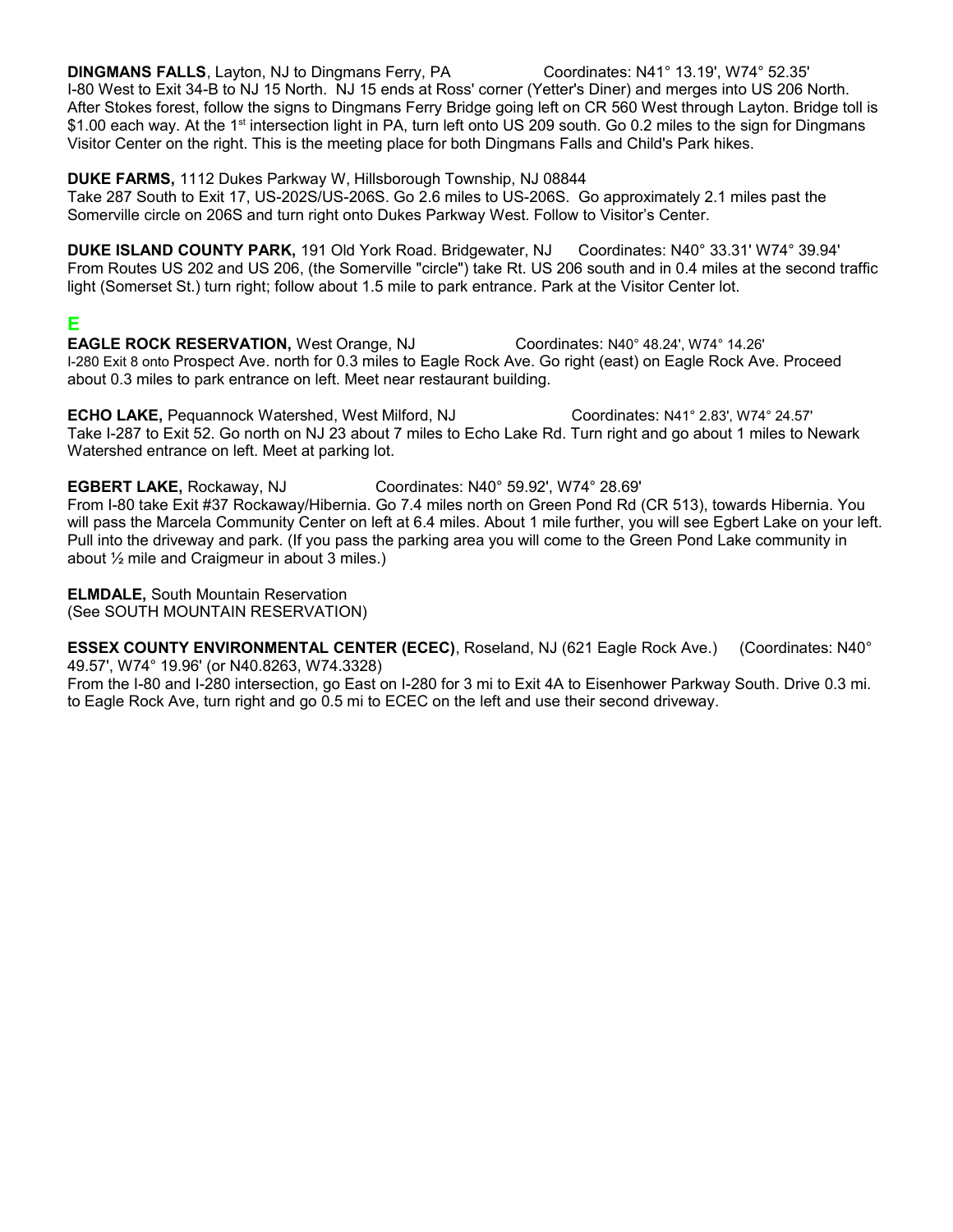**DINGMANS FALLS**, Layton, NJ to Dingmans Ferry, PA Coordinates: N41° 13.19', W74° 52.35'
I-80 West to Exit 34-B to NJ 15 North. NJ 15 ends at Ross' corner (Yetter's Diner) and merges into US 206 North. After Stokes forest, follow the signs to Dingmans Ferry Bridge going left on CR 560 West through Layton. Bridge toll is $1.00 each way. At the 1st intersection light in PA, turn left onto US 209 south. Go 0.2 miles to the sign for Dingmans Visitor Center on the right. This is the meeting place for both Dingmans Falls and Child's Park hikes.

**DUKE FARMS,** 1112 Dukes Parkway W, Hillsborough Township, NJ 08844
Take 287 South to Exit 17, US-202S/US-206S. Go 2.6 miles to US-206S. Go approximately 2.1 miles past the Somerville circle on 206S and turn right onto Dukes Parkway West. Follow to Visitor's Center.

**DUKE ISLAND COUNTY PARK,** 191 Old York Road. Bridgewater, NJ Coordinates: N40° 33.31' W74° 39.94'
From Routes US 202 and US 206, (the Somerville "circle") take Rt. US 206 south and in 0.4 miles at the second traffic light (Somerset St.) turn right; follow about 1.5 mile to park entrance. Park at the Visitor Center lot.

## E

**EAGLE ROCK RESERVATION,** West Orange, NJ Coordinates: N40° 48.24', W74° 14.26'
I-280 Exit 8 onto Prospect Ave. north for 0.3 miles to Eagle Rock Ave. Go right (east) on Eagle Rock Ave. Proceed about 0.3 miles to park entrance on left. Meet near restaurant building.

**ECHO LAKE,** Pequannock Watershed, West Milford, NJ Coordinates: N41° 2.83', W74° 24.57'
Take I-287 to Exit 52. Go north on NJ 23 about 7 miles to Echo Lake Rd. Turn right and go about 1 miles to Newark Watershed entrance on left. Meet at parking lot.

**EGBERT LAKE,** Rockaway, NJ Coordinates: N40° 59.92', W74° 28.69'
From I-80 take Exit #37 Rockaway/Hibernia. Go 7.4 miles north on Green Pond Rd (CR 513), towards Hibernia. You will pass the Marcela Community Center on left at 6.4 miles. About 1 mile further, you will see Egbert Lake on your left. Pull into the driveway and park. (If you pass the parking area you will come to the Green Pond Lake community in about ½ mile and Craigmeur in about 3 miles.)

**ELMDALE,** South Mountain Reservation
(See SOUTH MOUNTAIN RESERVATION)

**ESSEX COUNTY ENVIRONMENTAL CENTER (ECEC)**, Roseland, NJ (621 Eagle Rock Ave.) (Coordinates: N40° 49.57', W74° 19.96' (or N40.8263, W74.3328)
From the I-80 and I-280 intersection, go East on I-280 for 3 mi to Exit 4A to Eisenhower Parkway South. Drive 0.3 mi. to Eagle Rock Ave, turn right and go 0.5 mi to ECEC on the left and use their second driveway.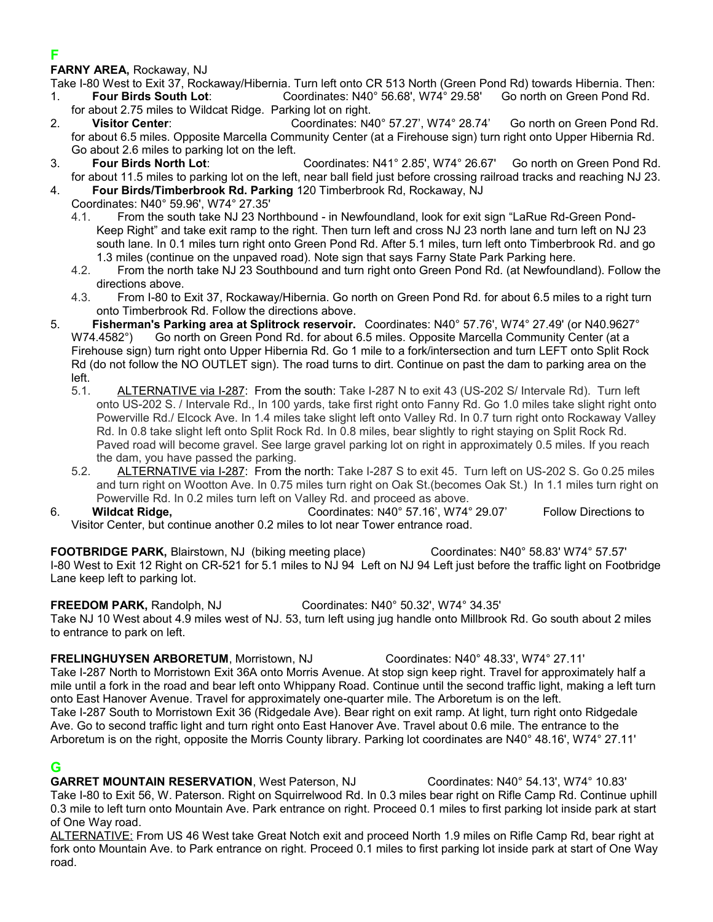## F

**FARNY AREA,** Rockaway, NJ

Take I-80 West to Exit 37, Rockaway/Hibernia. Turn left onto CR 513 North (Green Pond Rd) towards Hibernia. Then:

1. **Four Birds South Lot**: Coordinates: N40° 56.68', W74° 29.58' Go north on Green Pond Rd. for about 2.75 miles to Wildcat Ridge. Parking lot on right.
2. **Visitor Center**: Coordinates: N40° 57.27', W74° 28.74' Go north on Green Pond Rd. for about 6.5 miles. Opposite Marcella Community Center (at a Firehouse sign) turn right onto Upper Hibernia Rd. Go about 2.6 miles to parking lot on the left.
3. **Four Birds North Lot**: Coordinates: N41° 2.85', W74° 26.67' Go north on Green Pond Rd. for about 11.5 miles to parking lot on the left, near ball field just before crossing railroad tracks and reaching NJ 23.
4. **Four Birds/Timberbrook Rd. Parking** 120 Timberbrook Rd, Rockaway, NJ
   Coordinates: N40° 59.96', W74° 27.35'
   - 4.1. From the south take NJ 23 Northbound - in Newfoundland, look for exit sign "LaRue Rd-Green Pond-Keep Right" and take exit ramp to the right. Then turn left and cross NJ 23 north lane and turn left on NJ 23 south lane. In 0.1 miles turn right onto Green Pond Rd. After 5.1 miles, turn left onto Timberbrook Rd. and go 1.3 miles (continue on the unpaved road). Note sign that says Farny State Park Parking here.
   - 4.2. From the north take NJ 23 Southbound and turn right onto Green Pond Rd. (at Newfoundland). Follow the directions above.
   - 4.3. From I-80 to Exit 37, Rockaway/Hibernia. Go north on Green Pond Rd. for about 6.5 miles to a right turn onto Timberbrook Rd. Follow the directions above.
5. **Fisherman's Parking area at Splitrock reservoir.** Coordinates: N40° 57.76', W74° 27.49' (or N40.9627° W74.4582°) Go north on Green Pond Rd. for about 6.5 miles. Opposite Marcella Community Center (at a Firehouse sign) turn right onto Upper Hibernia Rd. Go 1 mile to a fork/intersection and turn LEFT onto Split Rock Rd (do not follow the NO OUTLET sign). The road turns to dirt. Continue on past the dam to parking area on the left.
   - 5.1. ALTERNATIVE via I-287: From the south: Take I-287 N to exit 43 (US-202 S/ Intervale Rd). Turn left onto US-202 S. / Intervale Rd., In 100 yards, take first right onto Fanny Rd. Go 1.0 miles take slight right onto Powerville Rd./ Elcock Ave. In 1.4 miles take slight left onto Valley Rd. In 0.7 turn right onto Rockaway Valley Rd. In 0.8 take slight left onto Split Rock Rd. In 0.8 miles, bear slightly to right staying on Split Rock Rd. Paved road will become gravel. See large gravel parking lot on right in approximately 0.5 miles. If you reach the dam, you have passed the parking.
   - 5.2. ALTERNATIVE via I-287: From the north: Take I-287 S to exit 45. Turn left on US-202 S. Go 0.25 miles and turn right on Wootton Ave. In 0.75 miles turn right on Oak St.(becomes Oak St.) In 1.1 miles turn right on Powerville Rd. In 0.2 miles turn left on Valley Rd. and proceed as above.
6. **Wildcat Ridge,** Coordinates: N40° 57.16', W74° 29.07' Follow Directions to Visitor Center, but continue another 0.2 miles to lot near Tower entrance road.

**FOOTBRIDGE PARK,** Blairstown, NJ (biking meeting place) Coordinates: N40° 58.83' W74° 57.57'
I-80 West to Exit 12 Right on CR-521 for 5.1 miles to NJ 94 Left on NJ 94 Left just before the traffic light on Footbridge Lane keep left to parking lot.

**FREEDOM PARK,** Randolph, NJ Coordinates: N40° 50.32', W74° 34.35'
Take NJ 10 West about 4.9 miles west of NJ. 53, turn left using jug handle onto Millbrook Rd. Go south about 2 miles to entrance to park on left.

**FRELINGHUYSEN ARBORETUM**, Morristown, NJ Coordinates: N40° 48.33', W74° 27.11'
Take I-287 North to Morristown Exit 36A onto Morris Avenue. At stop sign keep right. Travel for approximately half a mile until a fork in the road and bear left onto Whippany Road. Continue until the second traffic light, making a left turn onto East Hanover Avenue. Travel for approximately one-quarter mile. The Arboretum is on the left.
Take I-287 South to Morristown Exit 36 (Ridgedale Ave). Bear right on exit ramp. At light, turn right onto Ridgedale Ave. Go to second traffic light and turn right onto East Hanover Ave. Travel about 0.6 mile. The entrance to the Arboretum is on the right, opposite the Morris County library. Parking lot coordinates are N40° 48.16', W74° 27.11'

## G

**GARRET MOUNTAIN RESERVATION**, West Paterson, NJ Coordinates: N40° 54.13', W74° 10.83'
Take I-80 to Exit 56, W. Paterson. Right on Squirrelwood Rd. In 0.3 miles bear right on Rifle Camp Rd. Continue uphill 0.3 mile to left turn onto Mountain Ave. Park entrance on right. Proceed 0.1 miles to first parking lot inside park at start of One Way road.
ALTERNATIVE: From US 46 West take Great Notch exit and proceed North 1.9 miles on Rifle Camp Rd, bear right at fork onto Mountain Ave. to Park entrance on right. Proceed 0.1 miles to first parking lot inside park at start of One Way road.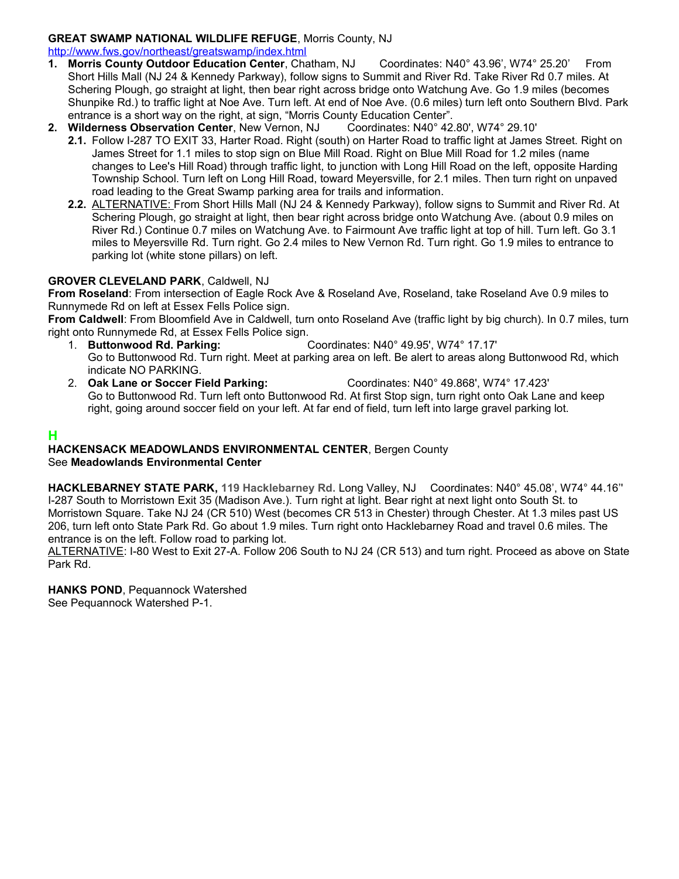**GREAT SWAMP NATIONAL WILDLIFE REFUGE**, Morris County, NJ
http://www.fws.gov/northeast/greatswamp/index.html

1. **Morris County Outdoor Education Center**, Chatham, NJ Coordinates: N40° 43.96’, W74° 25.20’ From Short Hills Mall (NJ 24 & Kennedy Parkway), follow signs to Summit and River Rd. Take River Rd 0.7 miles. At Schering Plough, go straight at light, then bear right across bridge onto Watchung Ave. Go 1.9 miles (becomes Shunpike Rd.) to traffic light at Noe Ave. Turn left. At end of Noe Ave. (0.6 miles) turn left onto Southern Blvd. Park entrance is a short way on the right, at sign, “Morris County Education Center”.
2. **Wilderness Observation Center**, New Vernon, NJ Coordinates: N40° 42.80', W74° 29.10'
   - **2.1.** Follow I-287 TO EXIT 33, Harter Road. Right (south) on Harter Road to traffic light at James Street. Right on James Street for 1.1 miles to stop sign on Blue Mill Road. Right on Blue Mill Road for 1.2 miles (name changes to Lee's Hill Road) through traffic light, to junction with Long Hill Road on the left, opposite Harding Township School. Turn left on Long Hill Road, toward Meyersville, for 2.1 miles. Then turn right on unpaved road leading to the Great Swamp parking area for trails and information.
   - **2.2.** ALTERNATIVE: From Short Hills Mall (NJ 24 & Kennedy Parkway), follow signs to Summit and River Rd. At Schering Plough, go straight at light, then bear right across bridge onto Watchung Ave. (about 0.9 miles on River Rd.) Continue 0.7 miles on Watchung Ave. to Fairmount Ave traffic light at top of hill. Turn left. Go 3.1 miles to Meyersville Rd. Turn right. Go 2.4 miles to New Vernon Rd. Turn right. Go 1.9 miles to entrance to parking lot (white stone pillars) on left.

**GROVER CLEVELAND PARK**, Caldwell, NJ
**From Roseland**: From intersection of Eagle Rock Ave & Roseland Ave, Roseland, take Roseland Ave 0.9 miles to Runnymede Rd on left at Essex Fells Police sign.
**From Caldwell**: From Bloomfield Ave in Caldwell, turn onto Roseland Ave (traffic light by big church). In 0.7 miles, turn right onto Runnymede Rd, at Essex Fells Police sign.

1. **Buttonwood Rd. Parking:** Coordinates: N40° 49.95', W74° 17.17'
   Go to Buttonwood Rd. Turn right. Meet at parking area on left. Be alert to areas along Buttonwood Rd, which indicate NO PARKING.
2. **Oak Lane or Soccer Field Parking:** Coordinates: N40° 49.868', W74° 17.423'
   Go to Buttonwood Rd. Turn left onto Buttonwood Rd. At first Stop sign, turn right onto Oak Lane and keep right, going around soccer field on your left. At far end of field, turn left into large gravel parking lot.

## H

**HACKENSACK MEADOWLANDS ENVIRONMENTAL CENTER**, Bergen County
See **Meadowlands Environmental Center**

**HACKLEBARNEY STATE PARK, 119 Hacklebarney Rd.** Long Valley, NJ Coordinates: N40° 45.08’, W74° 44.16’’
I-287 South to Morristown Exit 35 (Madison Ave.). Turn right at light. Bear right at next light onto South St. to Morristown Square. Take NJ 24 (CR 510) West (becomes CR 513 in Chester) through Chester. At 1.3 miles past US 206, turn left onto State Park Rd. Go about 1.9 miles. Turn right onto Hacklebarney Road and travel 0.6 miles. The entrance is on the left. Follow road to parking lot.
ALTERNATIVE: I-80 West to Exit 27-A. Follow 206 South to NJ 24 (CR 513) and turn right. Proceed as above on State Park Rd.

**HANKS POND**, Pequannock Watershed
See Pequannock Watershed P-1.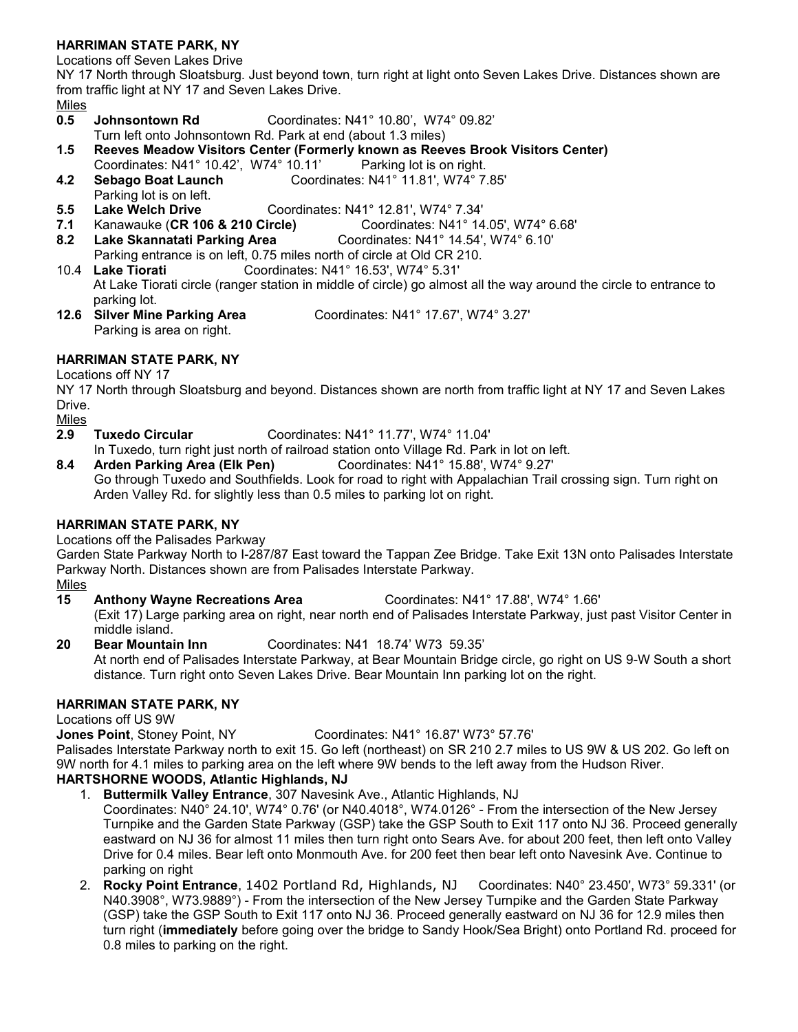**HARRIMAN STATE PARK, NY**

Locations off Seven Lakes Drive

NY 17 North through Sloatsburg. Just beyond town, turn right at light onto Seven Lakes Drive. Distances shown are from traffic light at NY 17 and Seven Lakes Drive.

Miles

**0.5 Johnsontown Rd** Coordinates: N41° 10.80', W74° 09.82'
Turn left onto Johnsontown Rd. Park at end (about 1.3 miles)

**1.5 Reeves Meadow Visitors Center (Formerly known as Reeves Brook Visitors Center)**
Coordinates: N41° 10.42', W74° 10.11' Parking lot is on right.

**4.2 Sebago Boat Launch** Coordinates: N41° 11.81', W74° 7.85'
Parking lot is on left.

**5.5 Lake Welch Drive** Coordinates: N41° 12.81', W74° 7.34'

**7.1** Kanawauke (**CR 106 & 210 Circle)** Coordinates: N41° 14.05', W74° 6.68'

**8.2 Lake Skannatati Parking Area** Coordinates: N41° 14.54', W74° 6.10'
Parking entrance is on left, 0.75 miles north of circle at Old CR 210.

10.4 **Lake Tiorati** Coordinates: N41° 16.53', W74° 5.31'
At Lake Tiorati circle (ranger station in middle of circle) go almost all the way around the circle to entrance to parking lot.

**12.6 Silver Mine Parking Area** Coordinates: N41° 17.67', W74° 3.27'
Parking is area on right.

**HARRIMAN STATE PARK, NY**

Locations off NY 17

NY 17 North through Sloatsburg and beyond. Distances shown are north from traffic light at NY 17 and Seven Lakes Drive.

Miles

**2.9 Tuxedo Circular** Coordinates: N41° 11.77', W74° 11.04'
In Tuxedo, turn right just north of railroad station onto Village Rd. Park in lot on left.

**8.4 Arden Parking Area (Elk Pen)** Coordinates: N41° 15.88', W74° 9.27'
Go through Tuxedo and Southfields. Look for road to right with Appalachian Trail crossing sign. Turn right on Arden Valley Rd. for slightly less than 0.5 miles to parking lot on right.

**HARRIMAN STATE PARK, NY**

Locations off the Palisades Parkway

Garden State Parkway North to I-287/87 East toward the Tappan Zee Bridge. Take Exit 13N onto Palisades Interstate Parkway North. Distances shown are from Palisades Interstate Parkway.

Miles

**15 Anthony Wayne Recreations Area** Coordinates: N41° 17.88', W74° 1.66'
(Exit 17) Large parking area on right, near north end of Palisades Interstate Parkway, just past Visitor Center in middle island.

**20 Bear Mountain Inn** Coordinates: N41 18.74' W73 59.35'
At north end of Palisades Interstate Parkway, at Bear Mountain Bridge circle, go right on US 9-W South a short distance. Turn right onto Seven Lakes Drive. Bear Mountain Inn parking lot on the right.

**HARRIMAN STATE PARK, NY**

Locations off US 9W

**Jones Point**, Stoney Point, NY Coordinates: N41° 16.87' W73° 57.76'

Palisades Interstate Parkway north to exit 15. Go left (northeast) on SR 210 2.7 miles to US 9W & US 202. Go left on 9W north for 4.1 miles to parking area on the left where 9W bends to the left away from the Hudson River.

**HARTSHORNE WOODS, Atlantic Highlands, NJ**

1. **Buttermilk Valley Entrance**, 307 Navesink Ave., Atlantic Highlands, NJ
   Coordinates: N40° 24.10', W74° 0.76' (or N40.4018°, W74.0126° - From the intersection of the New Jersey Turnpike and the Garden State Parkway (GSP) take the GSP South to Exit 117 onto NJ 36. Proceed generally eastward on NJ 36 for almost 11 miles then turn right onto Sears Ave. for about 200 feet, then left onto Valley Drive for 0.4 miles. Bear left onto Monmouth Ave. for 200 feet then bear left onto Navesink Ave. Continue to parking on right
2. **Rocky Point Entrance**, 1402 Portland Rd, Highlands, NJ Coordinates: N40° 23.450', W73° 59.331' (or N40.3908°, W73.9889°) - From the intersection of the New Jersey Turnpike and the Garden State Parkway (GSP) take the GSP South to Exit 117 onto NJ 36. Proceed generally eastward on NJ 36 for 12.9 miles then turn right (**immediately** before going over the bridge to Sandy Hook/Sea Bright) onto Portland Rd. proceed for 0.8 miles to parking on the right.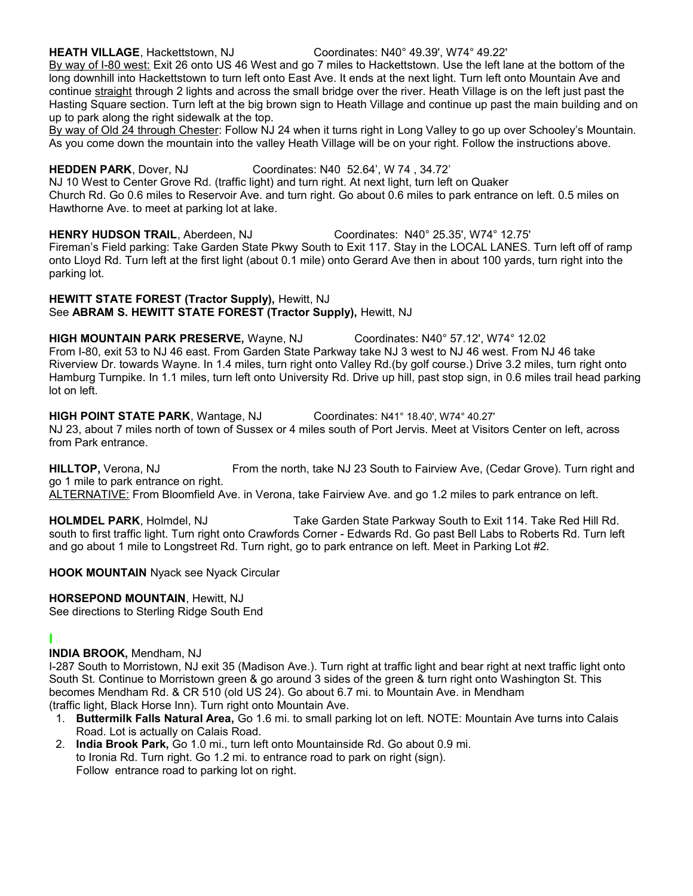**HEATH VILLAGE**, Hackettstown, NJ Coordinates: N40° 49.39', W74° 49.22'

By way of I-80 west: Exit 26 onto US 46 West and go 7 miles to Hackettstown. Use the left lane at the bottom of the long downhill into Hackettstown to turn left onto East Ave. It ends at the next light. Turn left onto Mountain Ave and continue straight through 2 lights and across the small bridge over the river. Heath Village is on the left just past the Hasting Square section. Turn left at the big brown sign to Heath Village and continue up past the main building and on up to park along the right sidewalk at the top.

By way of Old 24 through Chester: Follow NJ 24 when it turns right in Long Valley to go up over Schooley's Mountain. As you come down the mountain into the valley Heath Village will be on your right. Follow the instructions above.

**HEDDEN PARK**, Dover, NJ Coordinates: N40 52.64', W 74 , 34.72'

NJ 10 West to Center Grove Rd. (traffic light) and turn right. At next light, turn left on Quaker Church Rd. Go 0.6 miles to Reservoir Ave. and turn right. Go about 0.6 miles to park entrance on left. 0.5 miles on Hawthorne Ave. to meet at parking lot at lake.

**HENRY HUDSON TRAIL**, Aberdeen, NJ Coordinates: N40° 25.35', W74° 12.75'

Fireman's Field parking: Take Garden State Pkwy South to Exit 117. Stay in the LOCAL LANES. Turn left off of ramp onto Lloyd Rd. Turn left at the first light (about 0.1 mile) onto Gerard Ave then in about 100 yards, turn right into the parking lot.

**HEWITT STATE FOREST (Tractor Supply),** Hewitt, NJ
See **ABRAM S. HEWITT STATE FOREST (Tractor Supply),** Hewitt, NJ

**HIGH MOUNTAIN PARK PRESERVE,** Wayne, NJ Coordinates: N40° 57.12', W74° 12.02

From I-80, exit 53 to NJ 46 east. From Garden State Parkway take NJ 3 west to NJ 46 west. From NJ 46 take Riverview Dr. towards Wayne. In 1.4 miles, turn right onto Valley Rd.(by golf course.) Drive 3.2 miles, turn right onto Hamburg Turnpike. In 1.1 miles, turn left onto University Rd. Drive up hill, past stop sign, in 0.6 miles trail head parking lot on left.

**HIGH POINT STATE PARK**, Wantage, NJ Coordinates: N41° 18.40', W74° 40.27'

NJ 23, about 7 miles north of town of Sussex or 4 miles south of Port Jervis. Meet at Visitors Center on left, across from Park entrance.

**HILLTOP,** Verona, NJ From the north, take NJ 23 South to Fairview Ave, (Cedar Grove). Turn right and go 1 mile to park entrance on right.

ALTERNATIVE: From Bloomfield Ave. in Verona, take Fairview Ave. and go 1.2 miles to park entrance on left.

**HOLMDEL PARK**, Holmdel, NJ Take Garden State Parkway South to Exit 114. Take Red Hill Rd. south to first traffic light. Turn right onto Crawfords Corner - Edwards Rd. Go past Bell Labs to Roberts Rd. Turn left and go about 1 mile to Longstreet Rd. Turn right, go to park entrance on left. Meet in Parking Lot #2.

**HOOK MOUNTAIN** Nyack see Nyack Circular

**HORSEPOND MOUNTAIN**, Hewitt, NJ
See directions to Sterling Ridge South End

## I

**INDIA BROOK,** Mendham, NJ

I-287 South to Morristown, NJ exit 35 (Madison Ave.). Turn right at traffic light and bear right at next traffic light onto South St. Continue to Morristown green & go around 3 sides of the green & turn right onto Washington St. This becomes Mendham Rd. & CR 510 (old US 24). Go about 6.7 mi. to Mountain Ave. in Mendham (traffic light, Black Horse Inn). Turn right onto Mountain Ave.

1. **Buttermilk Falls Natural Area,** Go 1.6 mi. to small parking lot on left. NOTE: Mountain Ave turns into Calais Road. Lot is actually on Calais Road.
2. **India Brook Park,** Go 1.0 mi., turn left onto Mountainside Rd. Go about 0.9 mi. to Ironia Rd. Turn right. Go 1.2 mi. to entrance road to park on right (sign). Follow entrance road to parking lot on right.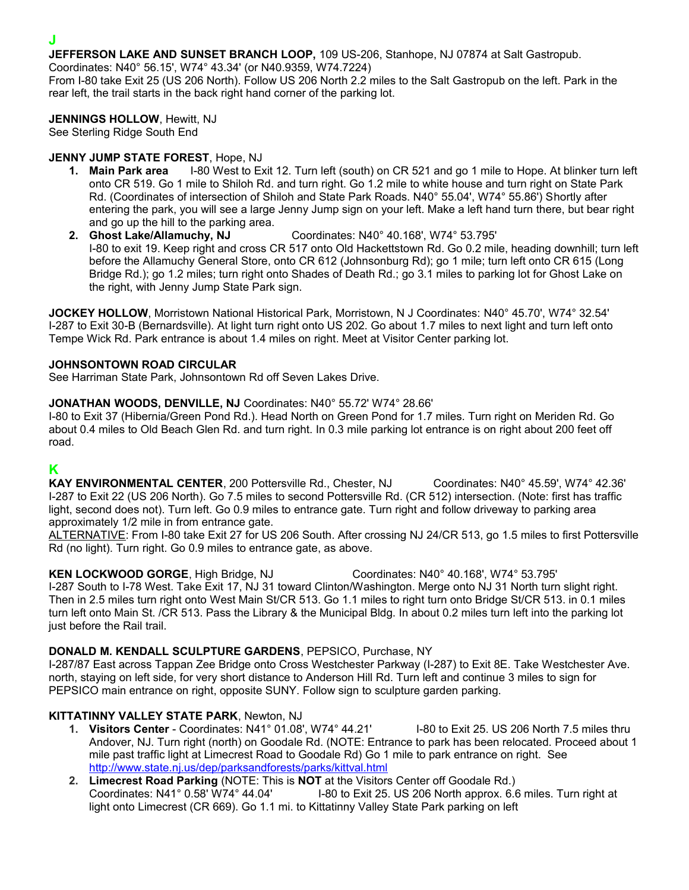## J

**JEFFERSON LAKE AND SUNSET BRANCH LOOP,** 109 US-206, Stanhope, NJ 07874 at Salt Gastropub.
Coordinates: N40° 56.15', W74° 43.34' (or N40.9359, W74.7224)
From I-80 take Exit 25 (US 206 North). Follow US 206 North 2.2 miles to the Salt Gastropub on the left. Park in the rear left, the trail starts in the back right hand corner of the parking lot.

**JENNINGS HOLLOW**, Hewitt, NJ
See Sterling Ridge South End

**JENNY JUMP STATE FOREST**, Hope, NJ

1. **Main Park area** I-80 West to Exit 12. Turn left (south) on CR 521 and go 1 mile to Hope. At blinker turn left onto CR 519. Go 1 mile to Shiloh Rd. and turn right. Go 1.2 mile to white house and turn right on State Park Rd. (Coordinates of intersection of Shiloh and State Park Roads. N40° 55.04', W74° 55.86') Shortly after entering the park, you will see a large Jenny Jump sign on your left. Make a left hand turn there, but bear right and go up the hill to the parking area.
2. **Ghost Lake/Allamuchy, NJ** Coordinates: N40° 40.168', W74° 53.795'
   I-80 to exit 19. Keep right and cross CR 517 onto Old Hackettstown Rd. Go 0.2 mile, heading downhill; turn left before the Allamuchy General Store, onto CR 612 (Johnsonburg Rd); go 1 mile; turn left onto CR 615 (Long Bridge Rd.); go 1.2 miles; turn right onto Shades of Death Rd.; go 3.1 miles to parking lot for Ghost Lake on the right, with Jenny Jump State Park sign.

**JOCKEY HOLLOW**, Morristown National Historical Park, Morristown, N J Coordinates: N40° 45.70', W74° 32.54'
I-287 to Exit 30-B (Bernardsville). At light turn right onto US 202. Go about 1.7 miles to next light and turn left onto Tempe Wick Rd. Park entrance is about 1.4 miles on right. Meet at Visitor Center parking lot.

**JOHNSONTOWN ROAD CIRCULAR**
See Harriman State Park, Johnsontown Rd off Seven Lakes Drive.

**JONATHAN WOODS, DENVILLE, NJ** Coordinates: N40° 55.72' W74° 28.66'
I-80 to Exit 37 (Hibernia/Green Pond Rd.). Head North on Green Pond for 1.7 miles. Turn right on Meriden Rd. Go about 0.4 miles to Old Beach Glen Rd. and turn right. In 0.3 mile parking lot entrance is on right about 200 feet off road.

## K

**KAY ENVIRONMENTAL CENTER**, 200 Pottersville Rd., Chester, NJ Coordinates: N40° 45.59', W74° 42.36'
I-287 to Exit 22 (US 206 North). Go 7.5 miles to second Pottersville Rd. (CR 512) intersection. (Note: first has traffic light, second does not). Turn left. Go 0.9 miles to entrance gate. Turn right and follow driveway to parking area approximately 1/2 mile in from entrance gate.
ALTERNATIVE: From I-80 take Exit 27 for US 206 South. After crossing NJ 24/CR 513, go 1.5 miles to first Pottersville Rd (no light). Turn right. Go 0.9 miles to entrance gate, as above.

**KEN LOCKWOOD GORGE**, High Bridge, NJ Coordinates: N40° 40.168', W74° 53.795'
I-287 South to I-78 West. Take Exit 17, NJ 31 toward Clinton/Washington. Merge onto NJ 31 North turn slight right. Then in 2.5 miles turn right onto West Main St/CR 513. Go 1.1 miles to right turn onto Bridge St/CR 513. in 0.1 miles turn left onto Main St. /CR 513. Pass the Library & the Municipal Bldg. In about 0.2 miles turn left into the parking lot just before the Rail trail.

**DONALD M. KENDALL SCULPTURE GARDENS**, PEPSICO, Purchase, NY
I-287/87 East across Tappan Zee Bridge onto Cross Westchester Parkway (I-287) to Exit 8E. Take Westchester Ave. north, staying on left side, for very short distance to Anderson Hill Rd. Turn left and continue 3 miles to sign for PEPSICO main entrance on right, opposite SUNY. Follow sign to sculpture garden parking.

**KITTATINNY VALLEY STATE PARK**, Newton, NJ

1. **Visitors Center** - Coordinates: N41° 01.08', W74° 44.21' I-80 to Exit 25. US 206 North 7.5 miles thru Andover, NJ. Turn right (north) on Goodale Rd. (NOTE: Entrance to park has been relocated. Proceed about 1 mile past traffic light at Limecrest Road to Goodale Rd) Go 1 mile to park entrance on right. See http://www.state.nj.us/dep/parksandforests/parks/kittval.html
2. **Limecrest Road Parking** (NOTE: This is **NOT** at the Visitors Center off Goodale Rd.)
   Coordinates: N41° 0.58' W74° 44.04' I-80 to Exit 25. US 206 North approx. 6.6 miles. Turn right at light onto Limecrest (CR 669). Go 1.1 mi. to Kittatinny Valley State Park parking on left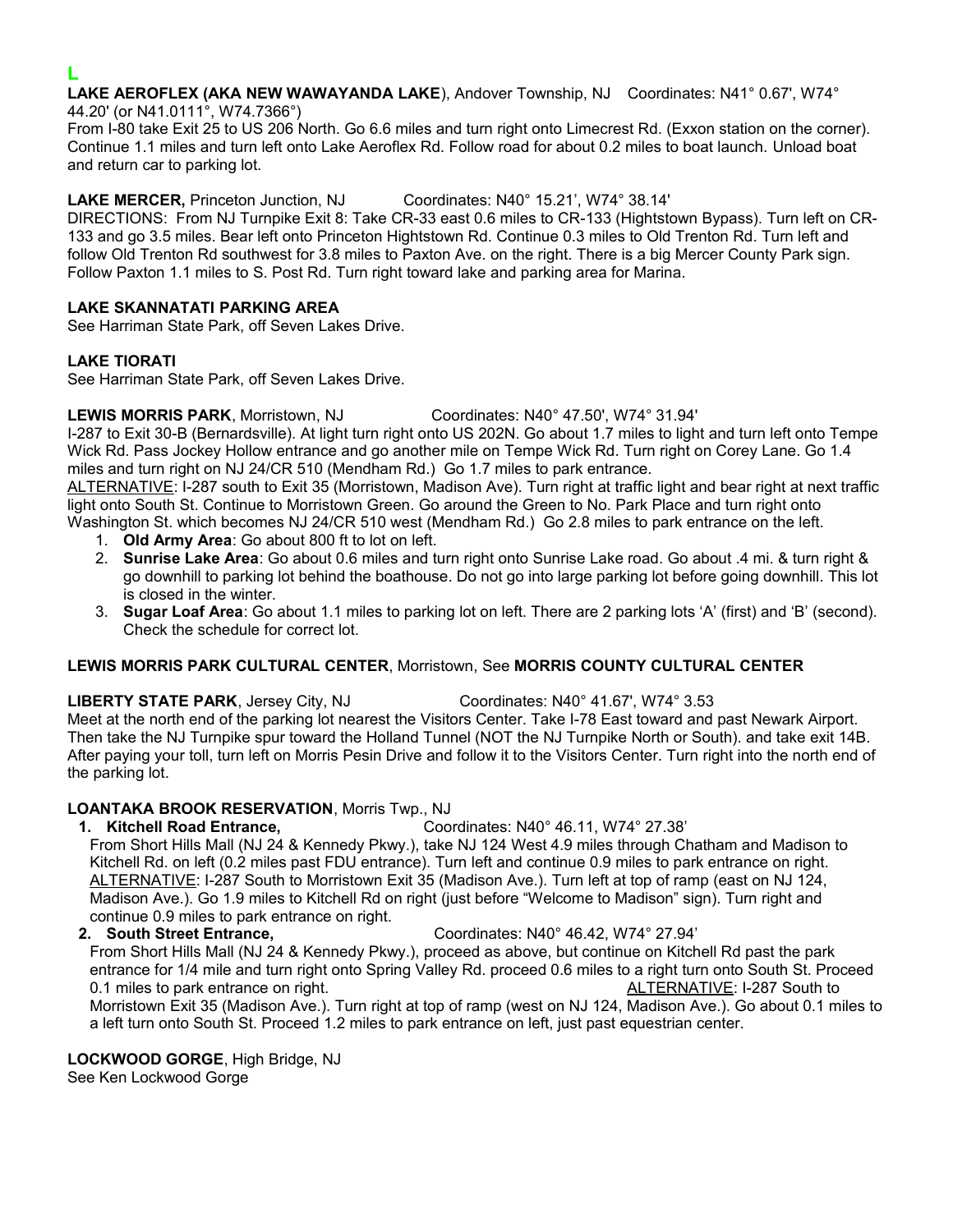# L

**LAKE AEROFLEX (AKA NEW WAWAYANDA LAKE**), Andover Township, NJ Coordinates: N41° 0.67', W74° 44.20' (or N41.0111°, W74.7366°)

From I-80 take Exit 25 to US 206 North. Go 6.6 miles and turn right onto Limecrest Rd. (Exxon station on the corner). Continue 1.1 miles and turn left onto Lake Aeroflex Rd. Follow road for about 0.2 miles to boat launch. Unload boat and return car to parking lot.

**LAKE MERCER,** Princeton Junction, NJ Coordinates: N40° 15.21', W74° 38.14'

DIRECTIONS: From NJ Turnpike Exit 8: Take CR-33 east 0.6 miles to CR-133 (Hightstown Bypass). Turn left on CR-133 and go 3.5 miles. Bear left onto Princeton Hightstown Rd. Continue 0.3 miles to Old Trenton Rd. Turn left and follow Old Trenton Rd southwest for 3.8 miles to Paxton Ave. on the right. There is a big Mercer County Park sign. Follow Paxton 1.1 miles to S. Post Rd. Turn right toward lake and parking area for Marina.

**LAKE SKANNATATI PARKING AREA**

See Harriman State Park, off Seven Lakes Drive.

**LAKE TIORATI**

See Harriman State Park, off Seven Lakes Drive.

**LEWIS MORRIS PARK**, Morristown, NJ Coordinates: N40° 47.50', W74° 31.94'

I-287 to Exit 30-B (Bernardsville). At light turn right onto US 202N. Go about 1.7 miles to light and turn left onto Tempe Wick Rd. Pass Jockey Hollow entrance and go another mile on Tempe Wick Rd. Turn right on Corey Lane. Go 1.4 miles and turn right on NJ 24/CR 510 (Mendham Rd.) Go 1.7 miles to park entrance.

ALTERNATIVE: I-287 south to Exit 35 (Morristown, Madison Ave). Turn right at traffic light and bear right at next traffic light onto South St. Continue to Morristown Green. Go around the Green to No. Park Place and turn right onto Washington St. which becomes NJ 24/CR 510 west (Mendham Rd.) Go 2.8 miles to park entrance on the left.

1. **Old Army Area**: Go about 800 ft to lot on left.
2. **Sunrise Lake Area**: Go about 0.6 miles and turn right onto Sunrise Lake road. Go about .4 mi. & turn right & go downhill to parking lot behind the boathouse. Do not go into large parking lot before going downhill. This lot is closed in the winter.
3. **Sugar Loaf Area**: Go about 1.1 miles to parking lot on left. There are 2 parking lots 'A' (first) and 'B' (second). Check the schedule for correct lot.

**LEWIS MORRIS PARK CULTURAL CENTER**, Morristown, See **MORRIS COUNTY CULTURAL CENTER**

**LIBERTY STATE PARK**, Jersey City, NJ Coordinates: N40° 41.67', W74° 3.53

Meet at the north end of the parking lot nearest the Visitors Center. Take I-78 East toward and past Newark Airport. Then take the NJ Turnpike spur toward the Holland Tunnel (NOT the NJ Turnpike North or South). and take exit 14B. After paying your toll, turn left on Morris Pesin Drive and follow it to the Visitors Center. Turn right into the north end of the parking lot.

**LOANTAKA BROOK RESERVATION**, Morris Twp., NJ

1. **Kitchell Road Entrance,** Coordinates: N40° 46.11, W74° 27.38'

   From Short Hills Mall (NJ 24 & Kennedy Pkwy.), take NJ 124 West 4.9 miles through Chatham and Madison to Kitchell Rd. on left (0.2 miles past FDU entrance). Turn left and continue 0.9 miles to park entrance on right.
   ALTERNATIVE: I-287 South to Morristown Exit 35 (Madison Ave.). Turn left at top of ramp (east on NJ 124, Madison Ave.). Go 1.9 miles to Kitchell Rd on right (just before "Welcome to Madison" sign). Turn right and continue 0.9 miles to park entrance on right.

2. **South Street Entrance,** Coordinates: N40° 46.42, W74° 27.94'

   From Short Hills Mall (NJ 24 & Kennedy Pkwy.), proceed as above, but continue on Kitchell Rd past the park entrance for 1/4 mile and turn right onto Spring Valley Rd. proceed 0.6 miles to a right turn onto South St. Proceed 0.1 miles to park entrance on right. ALTERNATIVE: I-287 South to Morristown Exit 35 (Madison Ave.). Turn right at top of ramp (west on NJ 124, Madison Ave.). Go about 0.1 miles to a left turn onto South St. Proceed 1.2 miles to park entrance on left, just past equestrian center.

**LOCKWOOD GORGE**, High Bridge, NJ

See Ken Lockwood Gorge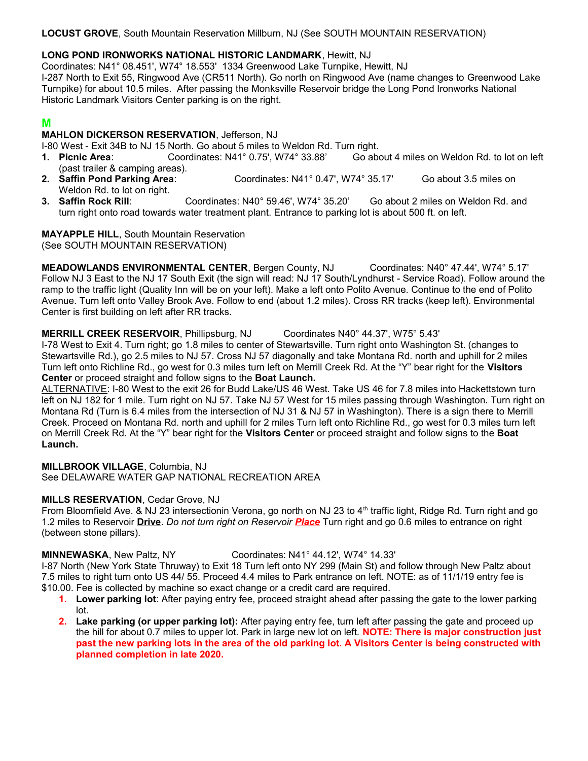**LOCUST GROVE**, South Mountain Reservation Millburn, NJ (See SOUTH MOUNTAIN RESERVATION)

**LONG POND IRONWORKS NATIONAL HISTORIC LANDMARK**, Hewitt, NJ
Coordinates: N41° 08.451', W74° 18.553' 1334 Greenwood Lake Turnpike, Hewitt, NJ
I-287 North to Exit 55, Ringwood Ave (CR511 North). Go north on Ringwood Ave (name changes to Greenwood Lake Turnpike) for about 10.5 miles. After passing the Monksville Reservoir bridge the Long Pond Ironworks National Historic Landmark Visitors Center parking is on the right.

## M

**MAHLON DICKERSON RESERVATION**, Jefferson, NJ
I-80 West - Exit 34B to NJ 15 North. Go about 5 miles to Weldon Rd. Turn right.

1. **Picnic Area**: Coordinates: N41° 0.75', W74° 33.88' Go about 4 miles on Weldon Rd. to lot on left (past trailer & camping areas).
2. **Saffin Pond Parking Area**: Coordinates: N41° 0.47', W74° 35.17' Go about 3.5 miles on Weldon Rd. to lot on right.
3. **Saffin Rock Rill**: Coordinates: N40° 59.46', W74° 35.20' Go about 2 miles on Weldon Rd. and turn right onto road towards water treatment plant. Entrance to parking lot is about 500 ft. on left.

**MAYAPPLE HILL**, South Mountain Reservation
(See SOUTH MOUNTAIN RESERVATION)

**MEADOWLANDS ENVIRONMENTAL CENTER**, Bergen County, NJ Coordinates: N40° 47.44', W74° 5.17'
Follow NJ 3 East to the NJ 17 South Exit (the sign will read: NJ 17 South/Lyndhurst - Service Road). Follow around the ramp to the traffic light (Quality Inn will be on your left). Make a left onto Polito Avenue. Continue to the end of Polito Avenue. Turn left onto Valley Brook Ave. Follow to end (about 1.2 miles). Cross RR tracks (keep left). Environmental Center is first building on left after RR tracks.

**MERRILL CREEK RESERVOIR**, Phillipsburg, NJ Coordinates N40° 44.37', W75° 5.43'
I-78 West to Exit 4. Turn right; go 1.8 miles to center of Stewartsville. Turn right onto Washington St. (changes to Stewartsville Rd.), go 2.5 miles to NJ 57. Cross NJ 57 diagonally and take Montana Rd. north and uphill for 2 miles Turn left onto Richline Rd., go west for 0.3 miles turn left on Merrill Creek Rd. At the "Y" bear right for the **Visitors Center** or proceed straight and follow signs to the **Boat Launch.**
ALTERNATIVE: I-80 West to the exit 26 for Budd Lake/US 46 West. Take US 46 for 7.8 miles into Hackettstown turn left on NJ 182 for 1 mile. Turn right on NJ 57. Take NJ 57 West for 15 miles passing through Washington. Turn right on Montana Rd (Turn is 6.4 miles from the intersection of NJ 31 & NJ 57 in Washington). There is a sign there to Merrill Creek. Proceed on Montana Rd. north and uphill for 2 miles Turn left onto Richline Rd., go west for 0.3 miles turn left on Merrill Creek Rd. At the "Y" bear right for the **Visitors Center** or proceed straight and follow signs to the **Boat Launch.**

**MILLBROOK VILLAGE**, Columbia, NJ
See DELAWARE WATER GAP NATIONAL RECREATION AREA

**MILLS RESERVATION**, Cedar Grove, NJ
From Bloomfield Ave. & NJ 23 intersectionin Verona, go north on NJ 23 to 4th traffic light, Ridge Rd. Turn right and go 1.2 miles to Reservoir **Drive**. *Do not turn right on Reservoir* ***Place*** Turn right and go 0.6 miles to entrance on right (between stone pillars).

**MINNEWASKA**, New Paltz, NY Coordinates: N41° 44.12', W74° 14.33'
I-87 North (New York State Thruway) to Exit 18 Turn left onto NY 299 (Main St) and follow through New Paltz about 7.5 miles to right turn onto US 44/ 55. Proceed 4.4 miles to Park entrance on left. NOTE: as of 11/1/19 entry fee is $10.00. Fee is collected by machine so exact change or a credit card are required.

1. **Lower parking lot**: After paying entry fee, proceed straight ahead after passing the gate to the lower parking lot.
2. **Lake parking (or upper parking lot):** After paying entry fee, turn left after passing the gate and proceed up the hill for about 0.7 miles to upper lot. Park in large new lot on left. **NOTE: There is major construction just past the new parking lots in the area of the old parking lot. A Visitors Center is being constructed with planned completion in late 2020.**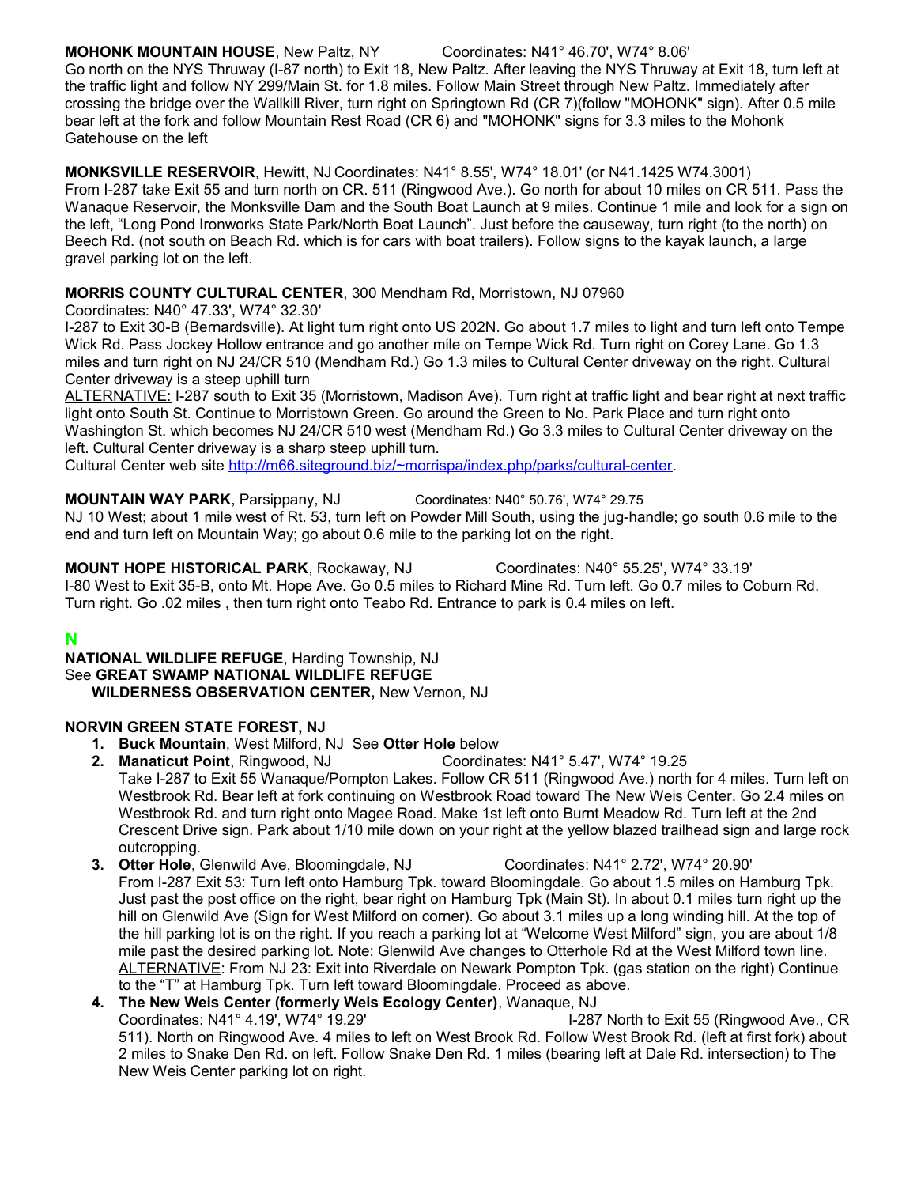**MOHONK MOUNTAIN HOUSE**, New Paltz, NY Coordinates: N41° 46.70', W74° 8.06'
Go north on the NYS Thruway (I-87 north) to Exit 18, New Paltz. After leaving the NYS Thruway at Exit 18, turn left at the traffic light and follow NY 299/Main St. for 1.8 miles. Follow Main Street through New Paltz. Immediately after crossing the bridge over the Wallkill River, turn right on Springtown Rd (CR 7)(follow "MOHONK" sign). After 0.5 mile bear left at the fork and follow Mountain Rest Road (CR 6) and "MOHONK" signs for 3.3 miles to the Mohonk Gatehouse on the left

**MONKSVILLE RESERVOIR**, Hewitt, NJ Coordinates: N41° 8.55', W74° 18.01' (or N41.1425 W74.3001)
From I-287 take Exit 55 and turn north on CR. 511 (Ringwood Ave.). Go north for about 10 miles on CR 511. Pass the Wanaque Reservoir, the Monksville Dam and the South Boat Launch at 9 miles. Continue 1 mile and look for a sign on the left, "Long Pond Ironworks State Park/North Boat Launch". Just before the causeway, turn right (to the north) on Beech Rd. (not south on Beach Rd. which is for cars with boat trailers). Follow signs to the kayak launch, a large gravel parking lot on the left.

**MORRIS COUNTY CULTURAL CENTER**, 300 Mendham Rd, Morristown, NJ 07960
Coordinates: N40° 47.33', W74° 32.30'
I-287 to Exit 30-B (Bernardsville). At light turn right onto US 202N. Go about 1.7 miles to light and turn left onto Tempe Wick Rd. Pass Jockey Hollow entrance and go another mile on Tempe Wick Rd. Turn right on Corey Lane. Go 1.3 miles and turn right on NJ 24/CR 510 (Mendham Rd.) Go 1.3 miles to Cultural Center driveway on the right. Cultural Center driveway is a steep uphill turn
ALTERNATIVE: I-287 south to Exit 35 (Morristown, Madison Ave). Turn right at traffic light and bear right at next traffic light onto South St. Continue to Morristown Green. Go around the Green to No. Park Place and turn right onto Washington St. which becomes NJ 24/CR 510 west (Mendham Rd.) Go 3.3 miles to Cultural Center driveway on the left. Cultural Center driveway is a sharp steep uphill turn.
Cultural Center web site http://m66.siteground.biz/~morrispa/index.php/parks/cultural-center.

**MOUNTAIN WAY PARK**, Parsippany, NJ Coordinates: N40° 50.76', W74° 29.75
NJ 10 West; about 1 mile west of Rt. 53, turn left on Powder Mill South, using the jug-handle; go south 0.6 mile to the end and turn left on Mountain Way; go about 0.6 mile to the parking lot on the right.

**MOUNT HOPE HISTORICAL PARK**, Rockaway, NJ Coordinates: N40° 55.25', W74° 33.19'
I-80 West to Exit 35-B, onto Mt. Hope Ave. Go 0.5 miles to Richard Mine Rd. Turn left. Go 0.7 miles to Coburn Rd. Turn right. Go .02 miles , then turn right onto Teabo Rd. Entrance to park is 0.4 miles on left.

## N

**NATIONAL WILDLIFE REFUGE**, Harding Township, NJ
See **GREAT SWAMP NATIONAL WILDLIFE REFUGE**
**WILDERNESS OBSERVATION CENTER,** New Vernon, NJ

**NORVIN GREEN STATE FOREST, NJ**

1. **Buck Mountain**, West Milford, NJ See **Otter Hole** below
2. **Manaticut Point**, Ringwood, NJ Coordinates: N41° 5.47', W74° 19.25
   Take I-287 to Exit 55 Wanaque/Pompton Lakes. Follow CR 511 (Ringwood Ave.) north for 4 miles. Turn left on Westbrook Rd. Bear left at fork continuing on Westbrook Road toward The New Weis Center. Go 2.4 miles on Westbrook Rd. and turn right onto Magee Road. Make 1st left onto Burnt Meadow Rd. Turn left at the 2nd Crescent Drive sign. Park about 1/10 mile down on your right at the yellow blazed trailhead sign and large rock outcropping.
3. **Otter Hole**, Glenwild Ave, Bloomingdale, NJ Coordinates: N41° 2.72', W74° 20.90'
   From I-287 Exit 53: Turn left onto Hamburg Tpk. toward Bloomingdale. Go about 1.5 miles on Hamburg Tpk. Just past the post office on the right, bear right on Hamburg Tpk (Main St). In about 0.1 miles turn right up the hill on Glenwild Ave (Sign for West Milford on corner). Go about 3.1 miles up a long winding hill. At the top of the hill parking lot is on the right. If you reach a parking lot at "Welcome West Milford" sign, you are about 1/8 mile past the desired parking lot. Note: Glenwild Ave changes to Otterhole Rd at the West Milford town line.
   ALTERNATIVE: From NJ 23: Exit into Riverdale on Newark Pompton Tpk. (gas station on the right) Continue to the "T" at Hamburg Tpk. Turn left toward Bloomingdale. Proceed as above.
4. **The New Weis Center (formerly Weis Ecology Center)**, Wanaque, NJ
   Coordinates: N41° 4.19', W74° 19.29' I-287 North to Exit 55 (Ringwood Ave., CR 511). North on Ringwood Ave. 4 miles to left on West Brook Rd. Follow West Brook Rd. (left at first fork) about 2 miles to Snake Den Rd. on left. Follow Snake Den Rd. 1 miles (bearing left at Dale Rd. intersection) to The New Weis Center parking lot on right.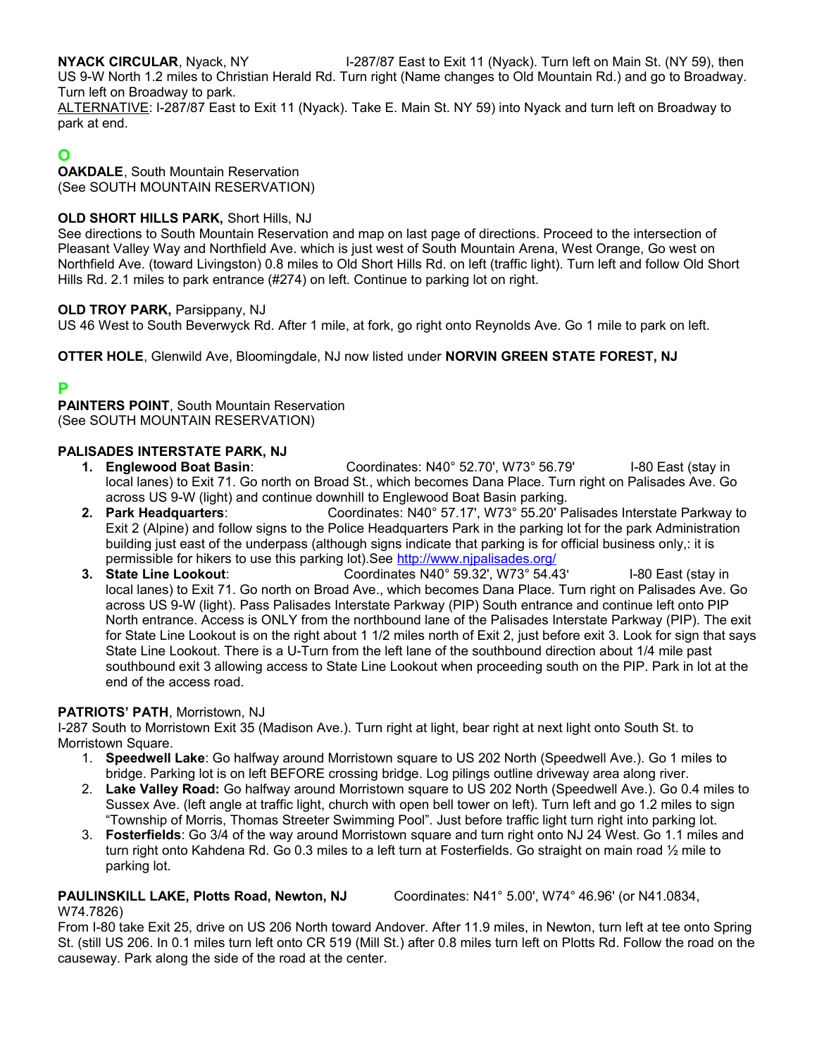**NYACK CIRCULAR**, Nyack, NY I-287/87 East to Exit 11 (Nyack). Turn left on Main St. (NY 59), then US 9-W North 1.2 miles to Christian Herald Rd. Turn right (Name changes to Old Mountain Rd.) and go to Broadway. Turn left on Broadway to park.

ALTERNATIVE: I-287/87 East to Exit 11 (Nyack). Take E. Main St. NY 59) into Nyack and turn left on Broadway to park at end.

## O

**OAKDALE**, South Mountain Reservation
(See SOUTH MOUNTAIN RESERVATION)

**OLD SHORT HILLS PARK,** Short Hills, NJ
See directions to South Mountain Reservation and map on last page of directions. Proceed to the intersection of Pleasant Valley Way and Northfield Ave. which is just west of South Mountain Arena, West Orange, Go west on Northfield Ave. (toward Livingston) 0.8 miles to Old Short Hills Rd. on left (traffic light). Turn left and follow Old Short Hills Rd. 2.1 miles to park entrance (#274) on left. Continue to parking lot on right.

**OLD TROY PARK,** Parsippany, NJ
US 46 West to South Beverwyck Rd. After 1 mile, at fork, go right onto Reynolds Ave. Go 1 mile to park on left.

**OTTER HOLE**, Glenwild Ave, Bloomingdale, NJ now listed under **NORVIN GREEN STATE FOREST, NJ**

## P

**PAINTERS POINT**, South Mountain Reservation
(See SOUTH MOUNTAIN RESERVATION)

**PALISADES INTERSTATE PARK, NJ**

1. **Englewood Boat Basin**: Coordinates: N40° 52.70', W73° 56.79' I-80 East (stay in local lanes) to Exit 71. Go north on Broad St., which becomes Dana Place. Turn right on Palisades Ave. Go across US 9-W (light) and continue downhill to Englewood Boat Basin parking.
2. **Park Headquarters**: Coordinates: N40° 57.17', W73° 55.20' Palisades Interstate Parkway to Exit 2 (Alpine) and follow signs to the Police Headquarters Park in the parking lot for the park Administration building just east of the underpass (although signs indicate that parking is for official business only,: it is permissible for hikers to use this parking lot).See http://www.njpalisades.org/
3. **State Line Lookout**: Coordinates N40° 59.32', W73° 54.43' I-80 East (stay in local lanes) to Exit 71. Go north on Broad Ave., which becomes Dana Place. Turn right on Palisades Ave. Go across US 9-W (light). Pass Palisades Interstate Parkway (PIP) South entrance and continue left onto PIP North entrance. Access is ONLY from the northbound lane of the Palisades Interstate Parkway (PIP). The exit for State Line Lookout is on the right about 1 1/2 miles north of Exit 2, just before exit 3. Look for sign that says State Line Lookout. There is a U-Turn from the left lane of the southbound direction about 1/4 mile past southbound exit 3 allowing access to State Line Lookout when proceeding south on the PIP. Park in lot at the end of the access road.

**PATRIOTS' PATH**, Morristown, NJ
I-287 South to Morristown Exit 35 (Madison Ave.). Turn right at light, bear right at next light onto South St. to Morristown Square.

1. **Speedwell Lake**: Go halfway around Morristown square to US 202 North (Speedwell Ave.). Go 1 miles to bridge. Parking lot is on left BEFORE crossing bridge. Log pilings outline driveway area along river.
2. **Lake Valley Road:** Go halfway around Morristown square to US 202 North (Speedwell Ave.). Go 0.4 miles to Sussex Ave. (left angle at traffic light, church with open bell tower on left). Turn left and go 1.2 miles to sign "Township of Morris, Thomas Streeter Swimming Pool". Just before traffic light turn right into parking lot.
3. **Fosterfields**: Go 3/4 of the way around Morristown square and turn right onto NJ 24 West. Go 1.1 miles and turn right onto Kahdena Rd. Go 0.3 miles to a left turn at Fosterfields. Go straight on main road ½ mile to parking lot.

**PAULINSKILL LAKE, Plotts Road, Newton, NJ** Coordinates: N41° 5.00', W74° 46.96' (or N41.0834, W74.7826)
From I-80 take Exit 25, drive on US 206 North toward Andover. After 11.9 miles, in Newton, turn left at tee onto Spring St. (still US 206. In 0.1 miles turn left onto CR 519 (Mill St.) after 0.8 miles turn left on Plotts Rd. Follow the road on the causeway. Park along the side of the road at the center.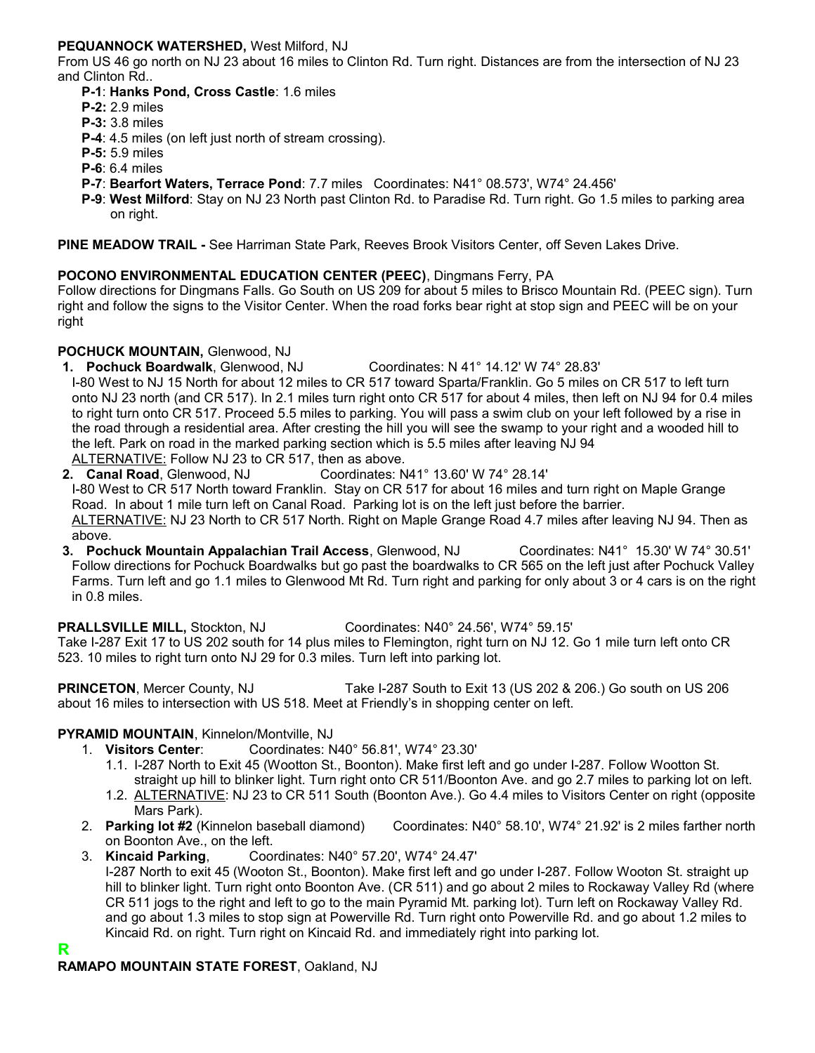**PEQUANNOCK WATERSHED,** West Milford, NJ

From US 46 go north on NJ 23 about 16 miles to Clinton Rd. Turn right. Distances are from the intersection of NJ 23 and Clinton Rd..

- **P-1**: **Hanks Pond, Cross Castle**: 1.6 miles
- **P-2:** 2.9 miles
- **P-3:** 3.8 miles
- **P-4**: 4.5 miles (on left just north of stream crossing).
- **P-5:** 5.9 miles
- **P-6**: 6.4 miles
- **P-7**: **Bearfort Waters, Terrace Pond**: 7.7 miles   Coordinates: N41° 08.573', W74° 24.456'
- **P-9**: **West Milford**: Stay on NJ 23 North past Clinton Rd. to Paradise Rd. Turn right. Go 1.5 miles to parking area on right.

**PINE MEADOW TRAIL -** See Harriman State Park, Reeves Brook Visitors Center, off Seven Lakes Drive.

**POCONO ENVIRONMENTAL EDUCATION CENTER (PEEC)**, Dingmans Ferry, PA

Follow directions for Dingmans Falls. Go South on US 209 for about 5 miles to Brisco Mountain Rd. (PEEC sign). Turn right and follow the signs to the Visitor Center. When the road forks bear right at stop sign and PEEC will be on your right

**POCHUCK MOUNTAIN,** Glenwood, NJ

1. **Pochuck Boardwalk**, Glenwood, NJ   Coordinates: N 41° 14.12' W 74° 28.83'
   I-80 West to NJ 15 North for about 12 miles to CR 517 toward Sparta/Franklin. Go 5 miles on CR 517 to left turn onto NJ 23 north (and CR 517). In 2.1 miles turn right onto CR 517 for about 4 miles, then left on NJ 94 for 0.4 miles to right turn onto CR 517. Proceed 5.5 miles to parking. You will pass a swim club on your left followed by a rise in the road through a residential area. After cresting the hill you will see the swamp to your right and a wooded hill to the left. Park on road in the marked parking section which is 5.5 miles after leaving NJ 94
   ALTERNATIVE: Follow NJ 23 to CR 517, then as above.
2. **Canal Road**, Glenwood, NJ   Coordinates: N41° 13.60' W 74° 28.14'
   I-80 West to CR 517 North toward Franklin. Stay on CR 517 for about 16 miles and turn right on Maple Grange Road. In about 1 mile turn left on Canal Road. Parking lot is on the left just before the barrier.
   ALTERNATIVE: NJ 23 North to CR 517 North. Right on Maple Grange Road 4.7 miles after leaving NJ 94. Then as above.
3. **Pochuck Mountain Appalachian Trail Access**, Glenwood, NJ   Coordinates: N41° 15.30' W 74° 30.51'
   Follow directions for Pochuck Boardwalks but go past the boardwalks to CR 565 on the left just after Pochuck Valley Farms. Turn left and go 1.1 miles to Glenwood Mt Rd. Turn right and parking for only about 3 or 4 cars is on the right in 0.8 miles.

**PRALLSVILLE MILL,** Stockton, NJ   Coordinates: N40° 24.56', W74° 59.15'

Take I-287 Exit 17 to US 202 south for 14 plus miles to Flemington, right turn on NJ 12. Go 1 mile turn left onto CR 523. 10 miles to right turn onto NJ 29 for 0.3 miles. Turn left into parking lot.

**PRINCETON**, Mercer County, NJ   Take I-287 South to Exit 13 (US 202 & 206.) Go south on US 206 about 16 miles to intersection with US 518. Meet at Friendly's in shopping center on left.

**PYRAMID MOUNTAIN**, Kinnelon/Montville, NJ

1. **Visitors Center**:   Coordinates: N40° 56.81', W74° 23.30'
   1.1. I-287 North to Exit 45 (Wootton St., Boonton). Make first left and go under I-287. Follow Wootton St. straight up hill to blinker light. Turn right onto CR 511/Boonton Ave. and go 2.7 miles to parking lot on left.
   1.2. ALTERNATIVE: NJ 23 to CR 511 South (Boonton Ave.). Go 4.4 miles to Visitors Center on right (opposite Mars Park).
2. **Parking lot #2** (Kinnelon baseball diamond)   Coordinates: N40° 58.10', W74° 21.92' is 2 miles farther north on Boonton Ave., on the left.
3. **Kincaid Parking**,   Coordinates: N40° 57.20', W74° 24.47'
   I-287 North to exit 45 (Wooton St., Boonton). Make first left and go under I-287. Follow Wooton St. straight up hill to blinker light. Turn right onto Boonton Ave. (CR 511) and go about 2 miles to Rockaway Valley Rd (where CR 511 jogs to the right and left to go to the main Pyramid Mt. parking lot). Turn left on Rockaway Valley Rd. and go about 1.3 miles to stop sign at Powerville Rd. Turn right onto Powerville Rd. and go about 1.2 miles to Kincaid Rd. on right. Turn right on Kincaid Rd. and immediately right into parking lot.

## R

**RAMAPO MOUNTAIN STATE FOREST**, Oakland, NJ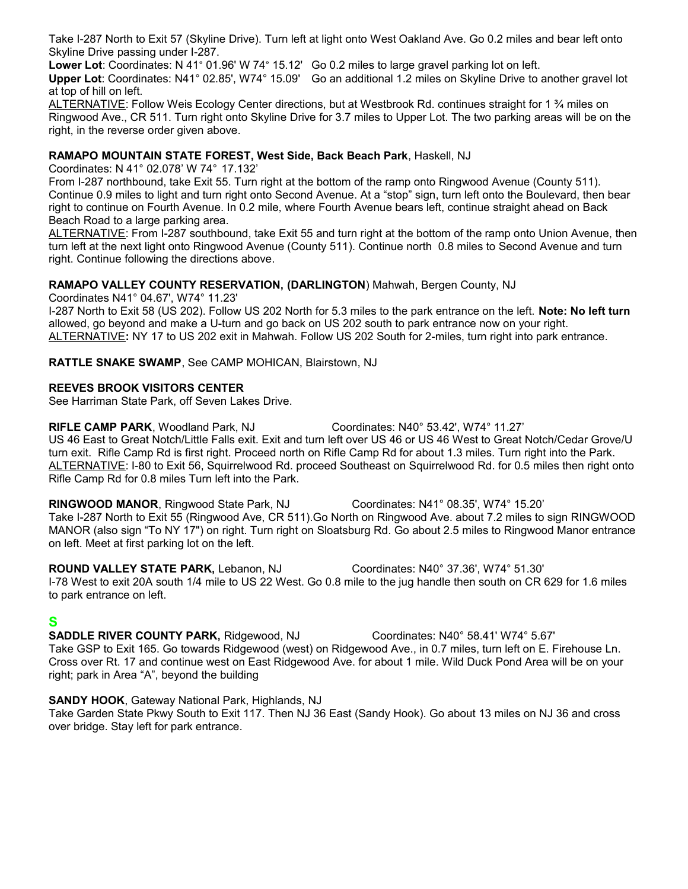Take I-287 North to Exit 57 (Skyline Drive). Turn left at light onto West Oakland Ave. Go 0.2 miles and bear left onto Skyline Drive passing under I-287.

**Lower Lot**: Coordinates: N 41° 01.96' W 74° 15.12'   Go 0.2 miles to large gravel parking lot on left.

**Upper Lot**: Coordinates: N41° 02.85', W74° 15.09'   Go an additional 1.2 miles on Skyline Drive to another gravel lot at top of hill on left.

ALTERNATIVE: Follow Weis Ecology Center directions, but at Westbrook Rd. continues straight for 1 ¾ miles on Ringwood Ave., CR 511. Turn right onto Skyline Drive for 3.7 miles to Upper Lot. The two parking areas will be on the right, in the reverse order given above.

**RAMAPO MOUNTAIN STATE FOREST, West Side, Back Beach Park**, Haskell, NJ

Coordinates: N 41° 02.078' W 74° 17.132'

From I-287 northbound, take Exit 55. Turn right at the bottom of the ramp onto Ringwood Avenue (County 511). Continue 0.9 miles to light and turn right onto Second Avenue. At a "stop" sign, turn left onto the Boulevard, then bear right to continue on Fourth Avenue. In 0.2 mile, where Fourth Avenue bears left, continue straight ahead on Back Beach Road to a large parking area.

ALTERNATIVE: From I-287 southbound, take Exit 55 and turn right at the bottom of the ramp onto Union Avenue, then turn left at the next light onto Ringwood Avenue (County 511). Continue north 0.8 miles to Second Avenue and turn right. Continue following the directions above.

**RAMAPO VALLEY COUNTY RESERVATION, (DARLINGTON**) Mahwah, Bergen County, NJ

Coordinates N41° 04.67', W74° 11.23'

I-287 North to Exit 58 (US 202). Follow US 202 North for 5.3 miles to the park entrance on the left. **Note: No left turn** allowed, go beyond and make a U-turn and go back on US 202 south to park entrance now on your right.

ALTERNATIVE**:** NY 17 to US 202 exit in Mahwah. Follow US 202 South for 2-miles, turn right into park entrance.

**RATTLE SNAKE SWAMP**, See CAMP MOHICAN, Blairstown, NJ

**REEVES BROOK VISITORS CENTER**

See Harriman State Park, off Seven Lakes Drive.

**RIFLE CAMP PARK**, Woodland Park, NJ   Coordinates: N40° 53.42', W74° 11.27'

US 46 East to Great Notch/Little Falls exit. Exit and turn left over US 46 or US 46 West to Great Notch/Cedar Grove/U turn exit. Rifle Camp Rd is first right. Proceed north on Rifle Camp Rd for about 1.3 miles. Turn right into the Park.

ALTERNATIVE: I-80 to Exit 56, Squirrelwood Rd. proceed Southeast on Squirrelwood Rd. for 0.5 miles then right onto Rifle Camp Rd for 0.8 miles Turn left into the Park.

**RINGWOOD MANOR**, Ringwood State Park, NJ   Coordinates: N41° 08.35', W74° 15.20'

Take I-287 North to Exit 55 (Ringwood Ave, CR 511).Go North on Ringwood Ave. about 7.2 miles to sign RINGWOOD MANOR (also sign "To NY 17") on right. Turn right on Sloatsburg Rd. Go about 2.5 miles to Ringwood Manor entrance on left. Meet at first parking lot on the left.

**ROUND VALLEY STATE PARK,** Lebanon, NJ   Coordinates: N40° 37.36', W74° 51.30'

I-78 West to exit 20A south 1/4 mile to US 22 West. Go 0.8 mile to the jug handle then south on CR 629 for 1.6 miles to park entrance on left.

## S

**SADDLE RIVER COUNTY PARK,** Ridgewood, NJ   Coordinates: N40° 58.41' W74° 5.67'

Take GSP to Exit 165. Go towards Ridgewood (west) on Ridgewood Ave., in 0.7 miles, turn left on E. Firehouse Ln. Cross over Rt. 17 and continue west on East Ridgewood Ave. for about 1 mile. Wild Duck Pond Area will be on your right; park in Area "A", beyond the building

**SANDY HOOK**, Gateway National Park, Highlands, NJ

Take Garden State Pkwy South to Exit 117. Then NJ 36 East (Sandy Hook). Go about 13 miles on NJ 36 and cross over bridge. Stay left for park entrance.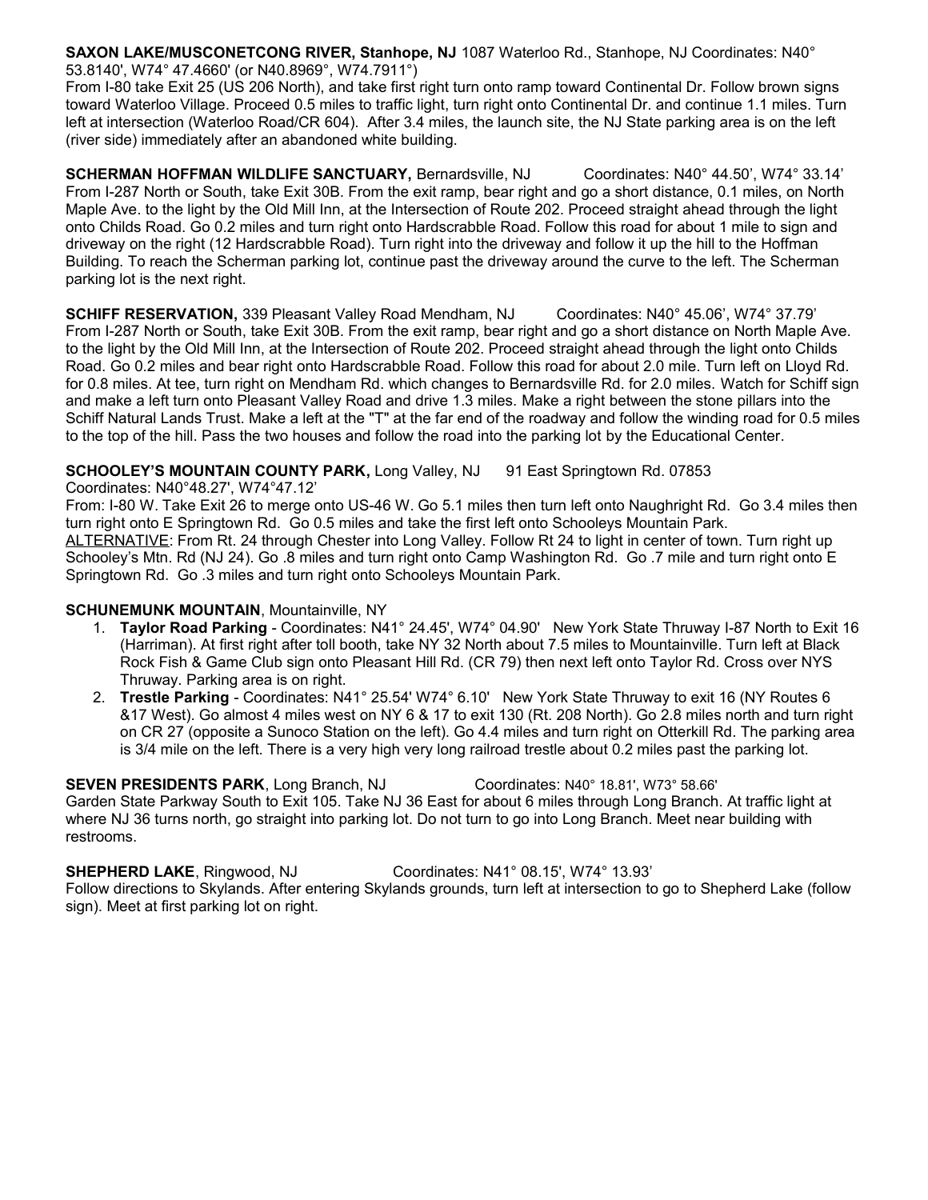**SAXON LAKE/MUSCONETCONG RIVER, Stanhope, NJ** 1087 Waterloo Rd., Stanhope, NJ Coordinates: N40° 53.8140', W74° 47.4660' (or N40.8969°, W74.7911°)
From I-80 take Exit 25 (US 206 North), and take first right turn onto ramp toward Continental Dr. Follow brown signs toward Waterloo Village. Proceed 0.5 miles to traffic light, turn right onto Continental Dr. and continue 1.1 miles. Turn left at intersection (Waterloo Road/CR 604). After 3.4 miles, the launch site, the NJ State parking area is on the left (river side) immediately after an abandoned white building.

**SCHERMAN HOFFMAN WILDLIFE SANCTUARY,** Bernardsville, NJ Coordinates: N40° 44.50', W74° 33.14'
From I-287 North or South, take Exit 30B. From the exit ramp, bear right and go a short distance, 0.1 miles, on North Maple Ave. to the light by the Old Mill Inn, at the Intersection of Route 202. Proceed straight ahead through the light onto Childs Road. Go 0.2 miles and turn right onto Hardscrabble Road. Follow this road for about 1 mile to sign and driveway on the right (12 Hardscrabble Road). Turn right into the driveway and follow it up the hill to the Hoffman Building. To reach the Scherman parking lot, continue past the driveway around the curve to the left. The Scherman parking lot is the next right.

**SCHIFF RESERVATION,** 339 Pleasant Valley Road Mendham, NJ Coordinates: N40° 45.06', W74° 37.79'
From I-287 North or South, take Exit 30B. From the exit ramp, bear right and go a short distance on North Maple Ave. to the light by the Old Mill Inn, at the Intersection of Route 202. Proceed straight ahead through the light onto Childs Road. Go 0.2 miles and bear right onto Hardscrabble Road. Follow this road for about 2.0 mile. Turn left on Lloyd Rd. for 0.8 miles. At tee, turn right on Mendham Rd. which changes to Bernardsville Rd. for 2.0 miles. Watch for Schiff sign and make a left turn onto Pleasant Valley Road and drive 1.3 miles. Make a right between the stone pillars into the Schiff Natural Lands Trust. Make a left at the "T" at the far end of the roadway and follow the winding road for 0.5 miles to the top of the hill. Pass the two houses and follow the road into the parking lot by the Educational Center.

**SCHOOLEY'S MOUNTAIN COUNTY PARK,** Long Valley, NJ 91 East Springtown Rd. 07853
Coordinates: N40°48.27', W74°47.12'
From: I-80 W. Take Exit 26 to merge onto US-46 W. Go 5.1 miles then turn left onto Naughright Rd. Go 3.4 miles then turn right onto E Springtown Rd. Go 0.5 miles and take the first left onto Schooleys Mountain Park.
ALTERNATIVE: From Rt. 24 through Chester into Long Valley. Follow Rt 24 to light in center of town. Turn right up Schooley's Mtn. Rd (NJ 24). Go .8 miles and turn right onto Camp Washington Rd. Go .7 mile and turn right onto E Springtown Rd. Go .3 miles and turn right onto Schooleys Mountain Park.

**SCHUNEMUNK MOUNTAIN**, Mountainville, NY

1. **Taylor Road Parking** - Coordinates: N41° 24.45', W74° 04.90' New York State Thruway I-87 North to Exit 16 (Harriman). At first right after toll booth, take NY 32 North about 7.5 miles to Mountainville. Turn left at Black Rock Fish & Game Club sign onto Pleasant Hill Rd. (CR 79) then next left onto Taylor Rd. Cross over NYS Thruway. Parking area is on right.
2. **Trestle Parking** - Coordinates: N41° 25.54' W74° 6.10' New York State Thruway to exit 16 (NY Routes 6 &17 West). Go almost 4 miles west on NY 6 & 17 to exit 130 (Rt. 208 North). Go 2.8 miles north and turn right on CR 27 (opposite a Sunoco Station on the left). Go 4.4 miles and turn right on Otterkill Rd. The parking area is 3/4 mile on the left. There is a very high very long railroad trestle about 0.2 miles past the parking lot.

**SEVEN PRESIDENTS PARK**, Long Branch, NJ Coordinates: N40° 18.81', W73° 58.66'
Garden State Parkway South to Exit 105. Take NJ 36 East for about 6 miles through Long Branch. At traffic light at where NJ 36 turns north, go straight into parking lot. Do not turn to go into Long Branch. Meet near building with restrooms.

**SHEPHERD LAKE**, Ringwood, NJ Coordinates: N41° 08.15', W74° 13.93'
Follow directions to Skylands. After entering Skylands grounds, turn left at intersection to go to Shepherd Lake (follow sign). Meet at first parking lot on right.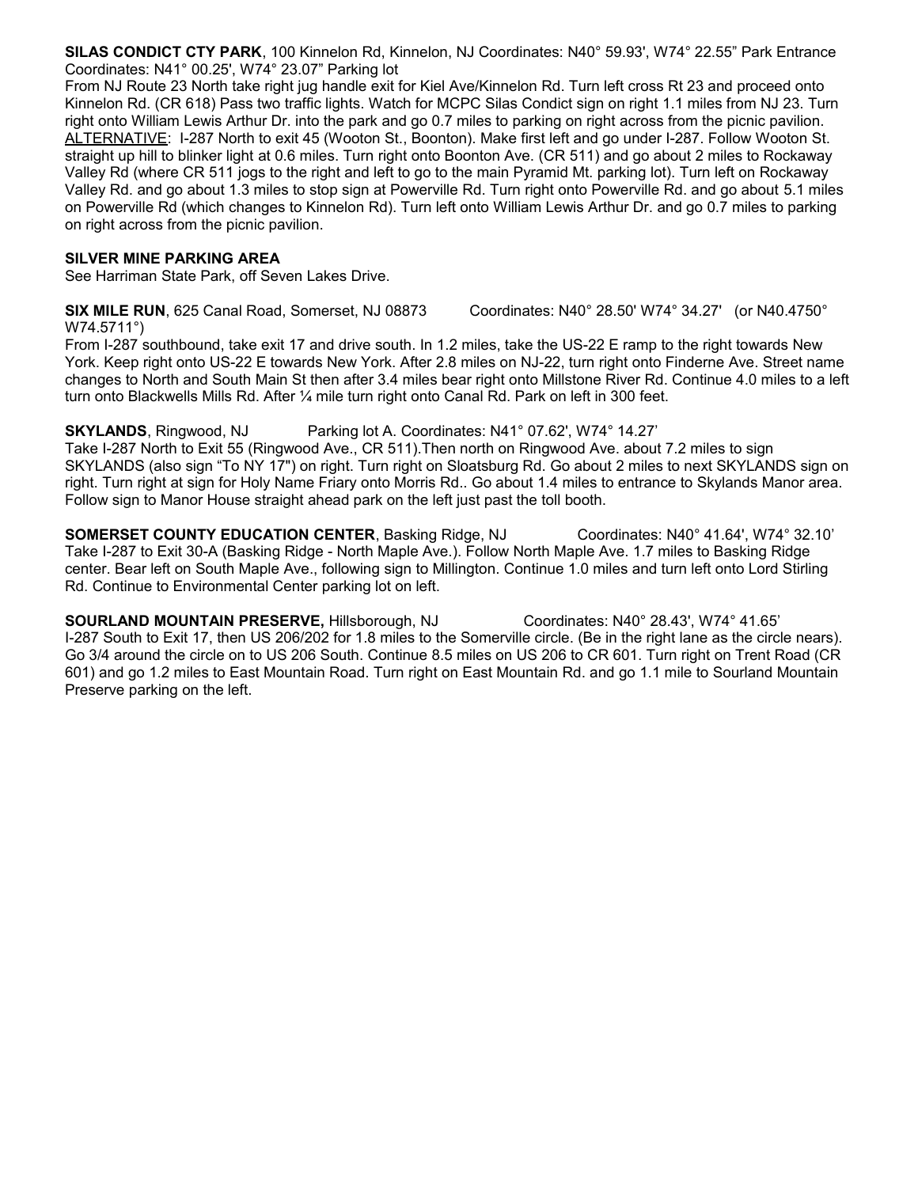**SILAS CONDICT CTY PARK**, 100 Kinnelon Rd, Kinnelon, NJ Coordinates: N40° 59.93', W74° 22.55" Park Entrance Coordinates: N41° 00.25', W74° 23.07" Parking lot

From NJ Route 23 North take right jug handle exit for Kiel Ave/Kinnelon Rd. Turn left cross Rt 23 and proceed onto Kinnelon Rd. (CR 618) Pass two traffic lights. Watch for MCPC Silas Condict sign on right 1.1 miles from NJ 23. Turn right onto William Lewis Arthur Dr. into the park and go 0.7 miles to parking on right across from the picnic pavilion.

ALTERNATIVE: I-287 North to exit 45 (Wooton St., Boonton). Make first left and go under I-287. Follow Wooton St. straight up hill to blinker light at 0.6 miles. Turn right onto Boonton Ave. (CR 511) and go about 2 miles to Rockaway Valley Rd (where CR 511 jogs to the right and left to go to the main Pyramid Mt. parking lot). Turn left on Rockaway Valley Rd. and go about 1.3 miles to stop sign at Powerville Rd. Turn right onto Powerville Rd. and go about 5.1 miles on Powerville Rd (which changes to Kinnelon Rd). Turn left onto William Lewis Arthur Dr. and go 0.7 miles to parking on right across from the picnic pavilion.

**SILVER MINE PARKING AREA**

See Harriman State Park, off Seven Lakes Drive.

**SIX MILE RUN**, 625 Canal Road, Somerset, NJ 08873 Coordinates: N40° 28.50' W74° 34.27' (or N40.4750° W74.5711°)

From I-287 southbound, take exit 17 and drive south. In 1.2 miles, take the US-22 E ramp to the right towards New York. Keep right onto US-22 E towards New York. After 2.8 miles on NJ-22, turn right onto Finderne Ave. Street name changes to North and South Main St then after 3.4 miles bear right onto Millstone River Rd. Continue 4.0 miles to a left turn onto Blackwells Mills Rd. After ¼ mile turn right onto Canal Rd. Park on left in 300 feet.

**SKYLANDS**, Ringwood, NJ Parking lot A. Coordinates: N41° 07.62', W74° 14.27'

Take I-287 North to Exit 55 (Ringwood Ave., CR 511).Then north on Ringwood Ave. about 7.2 miles to sign SKYLANDS (also sign "To NY 17") on right. Turn right on Sloatsburg Rd. Go about 2 miles to next SKYLANDS sign on right. Turn right at sign for Holy Name Friary onto Morris Rd.. Go about 1.4 miles to entrance to Skylands Manor area. Follow sign to Manor House straight ahead park on the left just past the toll booth.

**SOMERSET COUNTY EDUCATION CENTER**, Basking Ridge, NJ Coordinates: N40° 41.64', W74° 32.10'

Take I-287 to Exit 30-A (Basking Ridge - North Maple Ave.). Follow North Maple Ave. 1.7 miles to Basking Ridge center. Bear left on South Maple Ave., following sign to Millington. Continue 1.0 miles and turn left onto Lord Stirling Rd. Continue to Environmental Center parking lot on left.

**SOURLAND MOUNTAIN PRESERVE,** Hillsborough, NJ Coordinates: N40° 28.43', W74° 41.65'

I-287 South to Exit 17, then US 206/202 for 1.8 miles to the Somerville circle. (Be in the right lane as the circle nears). Go 3/4 around the circle on to US 206 South. Continue 8.5 miles on US 206 to CR 601. Turn right on Trent Road (CR 601) and go 1.2 miles to East Mountain Road. Turn right on East Mountain Rd. and go 1.1 mile to Sourland Mountain Preserve parking on the left.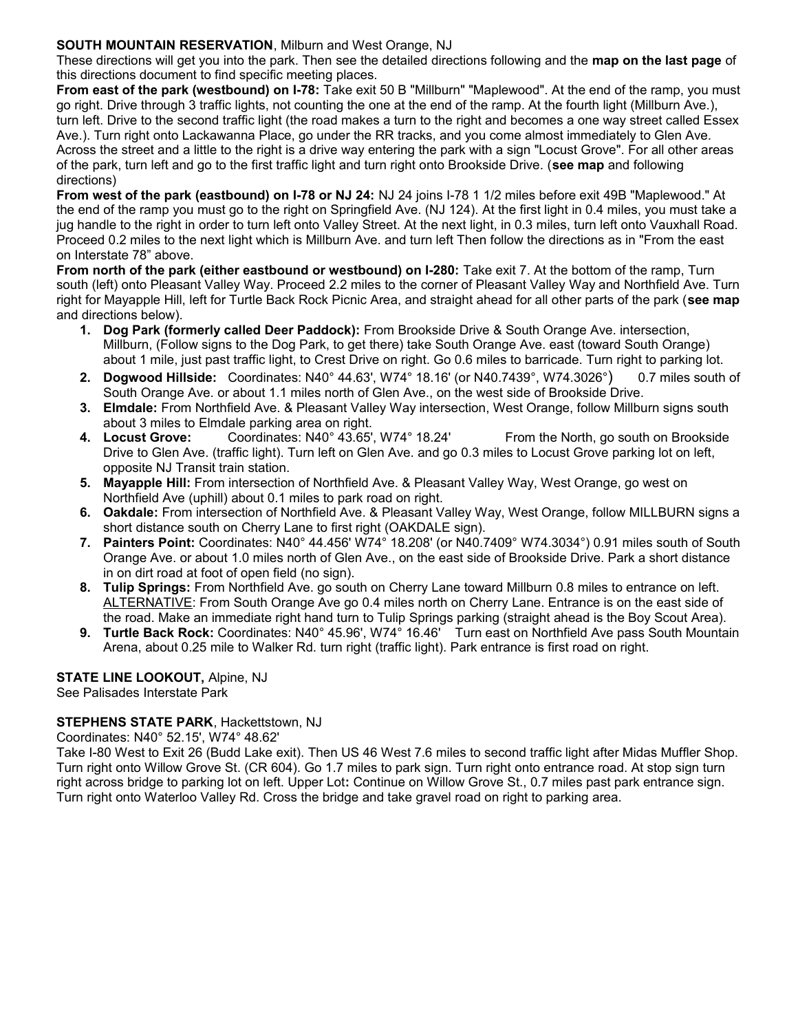**SOUTH MOUNTAIN RESERVATION**, Milburn and West Orange, NJ

These directions will get you into the park. Then see the detailed directions following and the **map on the last page** of this directions document to find specific meeting places.

**From east of the park (westbound) on I-78:** Take exit 50 B "Millburn" "Maplewood". At the end of the ramp, you must go right. Drive through 3 traffic lights, not counting the one at the end of the ramp. At the fourth light (Millburn Ave.), turn left. Drive to the second traffic light (the road makes a turn to the right and becomes a one way street called Essex Ave.). Turn right onto Lackawanna Place, go under the RR tracks, and you come almost immediately to Glen Ave. Across the street and a little to the right is a drive way entering the park with a sign "Locust Grove". For all other areas of the park, turn left and go to the first traffic light and turn right onto Brookside Drive. (**see map** and following directions)

**From west of the park (eastbound) on I-78 or NJ 24:** NJ 24 joins I-78 1 1/2 miles before exit 49B "Maplewood." At the end of the ramp you must go to the right on Springfield Ave. (NJ 124). At the first light in 0.4 miles, you must take a jug handle to the right in order to turn left onto Valley Street. At the next light, in 0.3 miles, turn left onto Vauxhall Road. Proceed 0.2 miles to the next light which is Millburn Ave. and turn left Then follow the directions as in "From the east on Interstate 78" above.

**From north of the park (either eastbound or westbound) on I-280:** Take exit 7. At the bottom of the ramp, Turn south (left) onto Pleasant Valley Way. Proceed 2.2 miles to the corner of Pleasant Valley Way and Northfield Ave. Turn right for Mayapple Hill, left for Turtle Back Rock Picnic Area, and straight ahead for all other parts of the park (**see map** and directions below).

1. **Dog Park (formerly called Deer Paddock):** From Brookside Drive & South Orange Ave. intersection, Millburn, (Follow signs to the Dog Park, to get there) take South Orange Ave. east (toward South Orange) about 1 mile, just past traffic light, to Crest Drive on right. Go 0.6 miles to barricade. Turn right to parking lot.
2. **Dogwood Hillside:** Coordinates: N40° 44.63', W74° 18.16' (or N40.7439°, W74.3026°) 0.7 miles south of South Orange Ave. or about 1.1 miles north of Glen Ave., on the west side of Brookside Drive.
3. **Elmdale:** From Northfield Ave. & Pleasant Valley Way intersection, West Orange, follow Millburn signs south about 3 miles to Elmdale parking area on right.
4. **Locust Grove:** Coordinates: N40° 43.65', W74° 18.24' From the North, go south on Brookside Drive to Glen Ave. (traffic light). Turn left on Glen Ave. and go 0.3 miles to Locust Grove parking lot on left, opposite NJ Transit train station.
5. **Mayapple Hill:** From intersection of Northfield Ave. & Pleasant Valley Way, West Orange, go west on Northfield Ave (uphill) about 0.1 miles to park road on right.
6. **Oakdale:** From intersection of Northfield Ave. & Pleasant Valley Way, West Orange, follow MILLBURN signs a short distance south on Cherry Lane to first right (OAKDALE sign).
7. **Painters Point:** Coordinates: N40° 44.456' W74° 18.208' (or N40.7409° W74.3034°) 0.91 miles south of South Orange Ave. or about 1.0 miles north of Glen Ave., on the east side of Brookside Drive. Park a short distance in on dirt road at foot of open field (no sign).
8. **Tulip Springs:** From Northfield Ave. go south on Cherry Lane toward Millburn 0.8 miles to entrance on left. <u>ALTERNATIVE</u>: From South Orange Ave go 0.4 miles north on Cherry Lane. Entrance is on the east side of the road. Make an immediate right hand turn to Tulip Springs parking (straight ahead is the Boy Scout Area).
9. **Turtle Back Rock:** Coordinates: N40° 45.96', W74° 16.46' Turn east on Northfield Ave pass South Mountain Arena, about 0.25 mile to Walker Rd. turn right (traffic light). Park entrance is first road on right.

**STATE LINE LOOKOUT,** Alpine, NJ

See Palisades Interstate Park

**STEPHENS STATE PARK**, Hackettstown, NJ

Coordinates: N40° 52.15', W74° 48.62'

Take I-80 West to Exit 26 (Budd Lake exit). Then US 46 West 7.6 miles to second traffic light after Midas Muffler Shop. Turn right onto Willow Grove St. (CR 604). Go 1.7 miles to park sign. Turn right onto entrance road. At stop sign turn right across bridge to parking lot on left. Upper Lot**:** Continue on Willow Grove St., 0.7 miles past park entrance sign. Turn right onto Waterloo Valley Rd. Cross the bridge and take gravel road on right to parking area.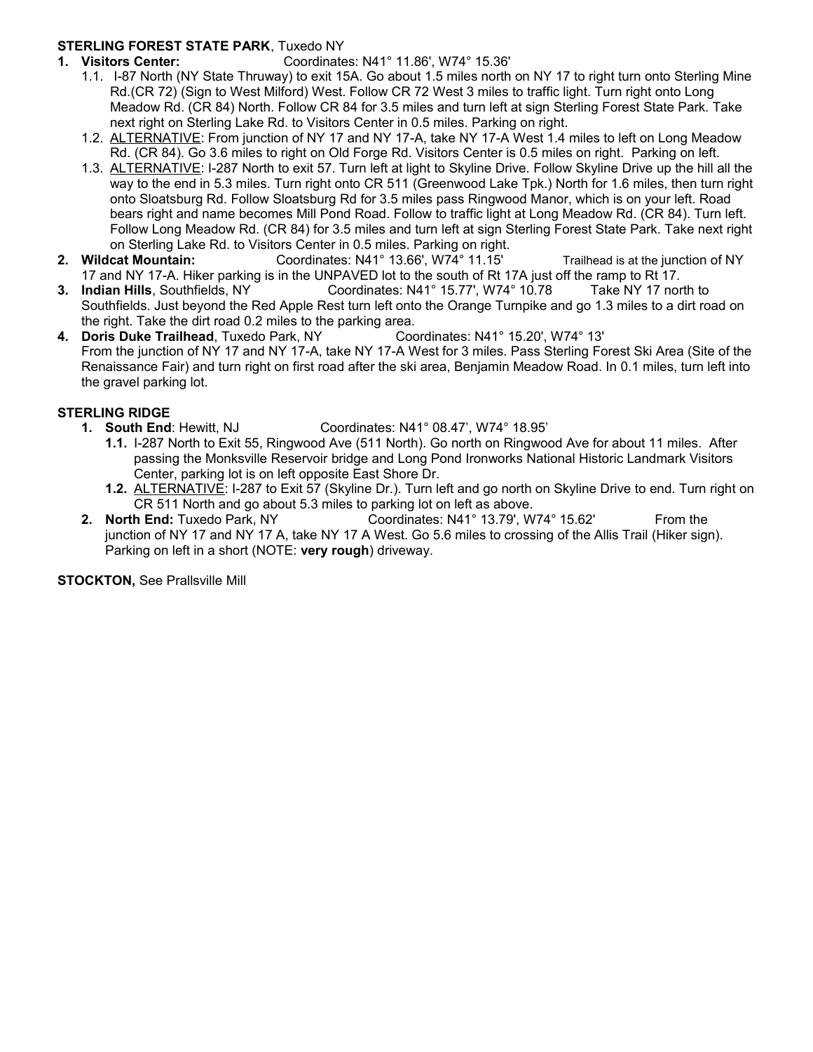**STERLING FOREST STATE PARK**, Tuxedo NY

1. **Visitors Center:** Coordinates: N41° 11.86', W74° 15.36'
   - 1.1. I-87 North (NY State Thruway) to exit 15A. Go about 1.5 miles north on NY 17 to right turn onto Sterling Mine Rd.(CR 72) (Sign to West Milford) West. Follow CR 72 West 3 miles to traffic light. Turn right onto Long Meadow Rd. (CR 84) North. Follow CR 84 for 3.5 miles and turn left at sign Sterling Forest State Park. Take next right on Sterling Lake Rd. to Visitors Center in 0.5 miles. Parking on right.
   - 1.2. ALTERNATIVE: From junction of NY 17 and NY 17-A, take NY 17-A West 1.4 miles to left on Long Meadow Rd. (CR 84). Go 3.6 miles to right on Old Forge Rd. Visitors Center is 0.5 miles on right. Parking on left.
   - 1.3. ALTERNATIVE: I-287 North to exit 57. Turn left at light to Skyline Drive. Follow Skyline Drive up the hill all the way to the end in 5.3 miles. Turn right onto CR 511 (Greenwood Lake Tpk.) North for 1.6 miles, then turn right onto Sloatsburg Rd. Follow Sloatsburg Rd for 3.5 miles pass Ringwood Manor, which is on your left. Road bears right and name becomes Mill Pond Road. Follow to traffic light at Long Meadow Rd. (CR 84). Turn left. Follow Long Meadow Rd. (CR 84) for 3.5 miles and turn left at sign Sterling Forest State Park. Take next right on Sterling Lake Rd. to Visitors Center in 0.5 miles. Parking on right.
2. **Wildcat Mountain:** Coordinates: N41° 13.66', W74° 11.15' Trailhead is at the junction of NY 17 and NY 17-A. Hiker parking is in the UNPAVED lot to the south of Rt 17A just off the ramp to Rt 17.
3. **Indian Hills**, Southfields, NY Coordinates: N41° 15.77', W74° 10.78 Take NY 17 north to Southfields. Just beyond the Red Apple Rest turn left onto the Orange Turnpike and go 1.3 miles to a dirt road on the right. Take the dirt road 0.2 miles to the parking area.
4. **Doris Duke Trailhead**, Tuxedo Park, NY Coordinates: N41° 15.20', W74° 13'
   From the junction of NY 17 and NY 17-A, take NY 17-A West for 3 miles. Pass Sterling Forest Ski Area (Site of the Renaissance Fair) and turn right on first road after the ski area, Benjamin Meadow Road. In 0.1 miles, turn left into the gravel parking lot.

**STERLING RIDGE**

1. **South End**: Hewitt, NJ Coordinates: N41° 08.47', W74° 18.95'
   - **1.1.** I-287 North to Exit 55, Ringwood Ave (511 North). Go north on Ringwood Ave for about 11 miles. After passing the Monksville Reservoir bridge and Long Pond Ironworks National Historic Landmark Visitors Center, parking lot is on left opposite East Shore Dr.
   - **1.2.** ALTERNATIVE: I-287 to Exit 57 (Skyline Dr.). Turn left and go north on Skyline Drive to end. Turn right on CR 511 North and go about 5.3 miles to parking lot on left as above.
2. **North End:** Tuxedo Park, NY Coordinates: N41° 13.79', W74° 15.62' From the junction of NY 17 and NY 17 A, take NY 17 A West. Go 5.6 miles to crossing of the Allis Trail (Hiker sign). Parking on left in a short (NOTE: **very rough**) driveway.

**STOCKTON,** See Prallsville Mill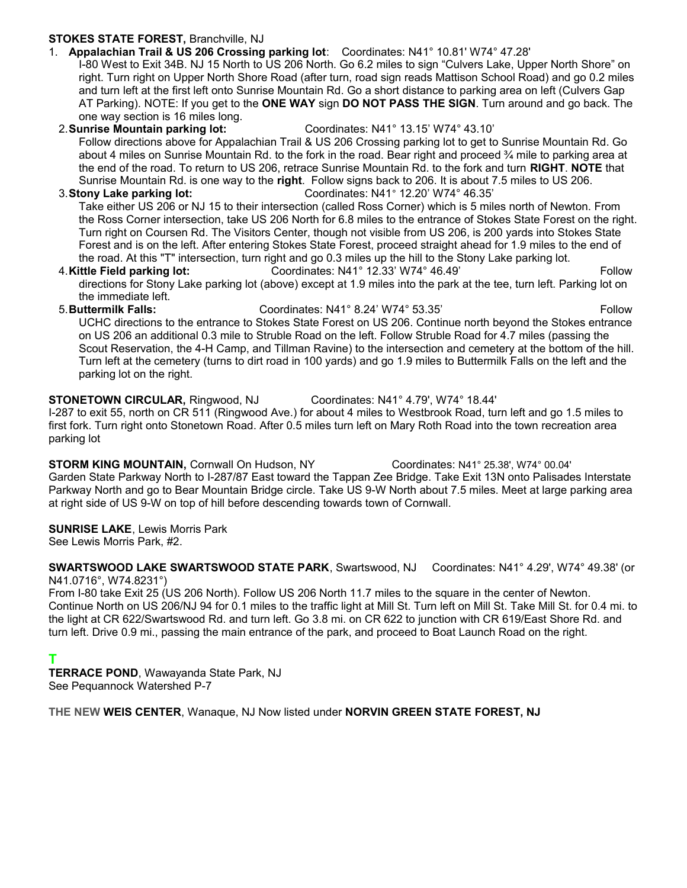**STOKES STATE FOREST,** Branchville, NJ

1. **Appalachian Trail & US 206 Crossing parking lot**: Coordinates: N41° 10.81' W74° 47.28'
   I-80 West to Exit 34B. NJ 15 North to US 206 North. Go 6.2 miles to sign "Culvers Lake, Upper North Shore" on right. Turn right on Upper North Shore Road (after turn, road sign reads Mattison School Road) and go 0.2 miles and turn left at the first left onto Sunrise Mountain Rd. Go a short distance to parking area on left (Culvers Gap AT Parking). NOTE: If you get to the **ONE WAY** sign **DO NOT PASS THE SIGN**. Turn around and go back. The one way section is 16 miles long.
2. **Sunrise Mountain parking lot:** Coordinates: N41° 13.15' W74° 43.10'
   Follow directions above for Appalachian Trail & US 206 Crossing parking lot to get to Sunrise Mountain Rd. Go about 4 miles on Sunrise Mountain Rd. to the fork in the road. Bear right and proceed ¾ mile to parking area at the end of the road. To return to US 206, retrace Sunrise Mountain Rd. to the fork and turn **RIGHT**. **NOTE** that Sunrise Mountain Rd. is one way to the **right**. Follow signs back to 206. It is about 7.5 miles to US 206.
3. **Stony Lake parking lot:** Coordinates: N41° 12.20' W74° 46.35'
   Take either US 206 or NJ 15 to their intersection (called Ross Corner) which is 5 miles north of Newton. From the Ross Corner intersection, take US 206 North for 6.8 miles to the entrance of Stokes State Forest on the right. Turn right on Coursen Rd. The Visitors Center, though not visible from US 206, is 200 yards into Stokes State Forest and is on the left. After entering Stokes State Forest, proceed straight ahead for 1.9 miles to the end of the road. At this "T" intersection, turn right and go 0.3 miles up the hill to the Stony Lake parking lot.
4. **Kittle Field parking lot:** Coordinates: N41° 12.33' W74° 46.49' Follow directions for Stony Lake parking lot (above) except at 1.9 miles into the park at the tee, turn left. Parking lot on the immediate left.
5. **Buttermilk Falls:** Coordinates: N41° 8.24' W74° 53.35' Follow UCHC directions to the entrance to Stokes State Forest on US 206. Continue north beyond the Stokes entrance on US 206 an additional 0.3 mile to Struble Road on the left. Follow Struble Road for 4.7 miles (passing the Scout Reservation, the 4-H Camp, and Tillman Ravine) to the intersection and cemetery at the bottom of the hill. Turn left at the cemetery (turns to dirt road in 100 yards) and go 1.9 miles to Buttermilk Falls on the left and the parking lot on the right.

**STONETOWN CIRCULAR,** Ringwood, NJ Coordinates: N41° 4.79', W74° 18.44'
I-287 to exit 55, north on CR 511 (Ringwood Ave.) for about 4 miles to Westbrook Road, turn left and go 1.5 miles to first fork. Turn right onto Stonetown Road. After 0.5 miles turn left on Mary Roth Road into the town recreation area parking lot

**STORM KING MOUNTAIN,** Cornwall On Hudson, NY Coordinates: N41° 25.38', W74° 00.04'
Garden State Parkway North to I-287/87 East toward the Tappan Zee Bridge. Take Exit 13N onto Palisades Interstate Parkway North and go to Bear Mountain Bridge circle. Take US 9-W North about 7.5 miles. Meet at large parking area at right side of US 9-W on top of hill before descending towards town of Cornwall.

**SUNRISE LAKE**, Lewis Morris Park
See Lewis Morris Park, #2.

**SWARTSWOOD LAKE SWARTSWOOD STATE PARK**, Swartswood, NJ Coordinates: N41° 4.29', W74° 49.38' (or N41.0716°, W74.8231°)
From I-80 take Exit 25 (US 206 North). Follow US 206 North 11.7 miles to the square in the center of Newton. Continue North on US 206/NJ 94 for 0.1 miles to the traffic light at Mill St. Turn left on Mill St. Take Mill St. for 0.4 mi. to the light at CR 622/Swartswood Rd. and turn left. Go 3.8 mi. on CR 622 to junction with CR 619/East Shore Rd. and turn left. Drive 0.9 mi., passing the main entrance of the park, and proceed to Boat Launch Road on the right.

## T

**TERRACE POND**, Wawayanda State Park, NJ
See Pequannock Watershed P-7

THE NEW **WEIS CENTER**, Wanaque, NJ Now listed under **NORVIN GREEN STATE FOREST, NJ**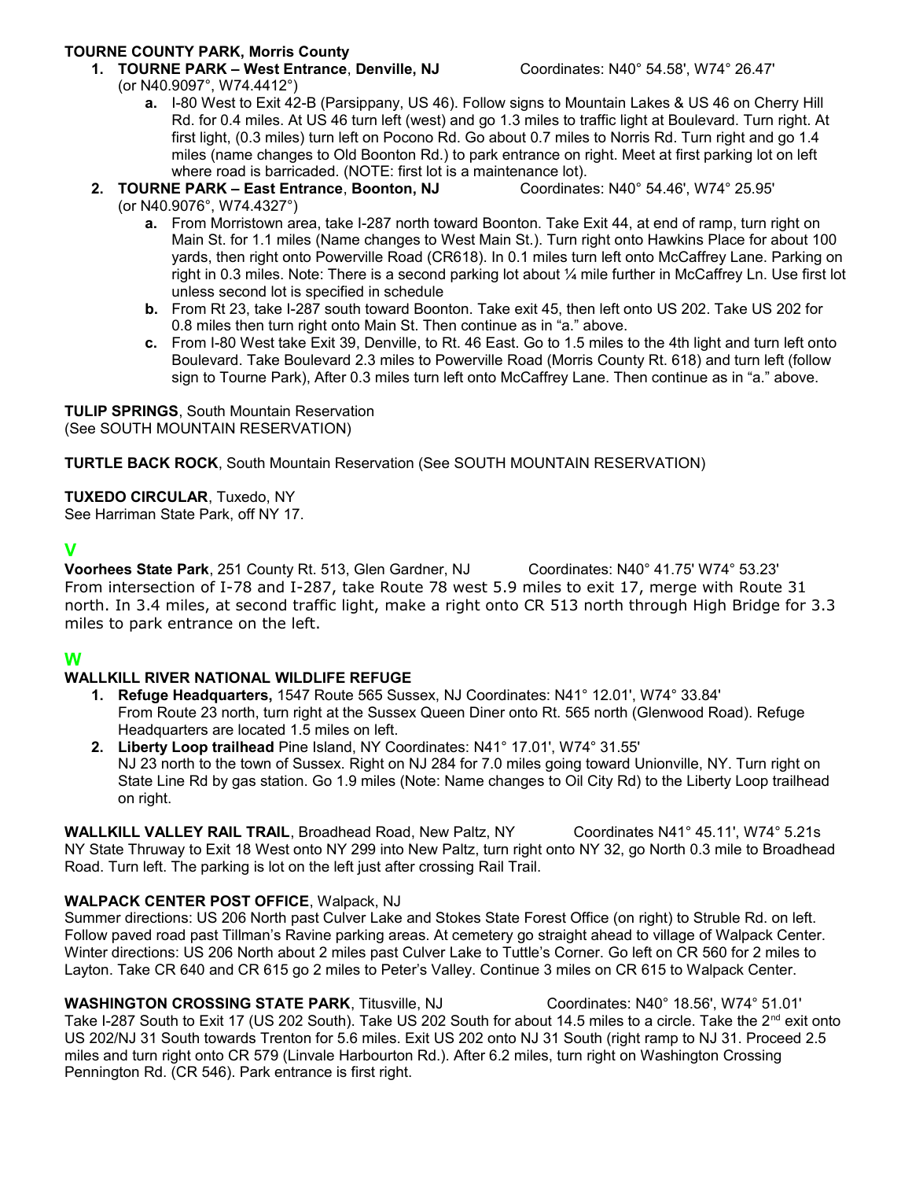**TOURNE COUNTY PARK, Morris County**

1. **TOURNE PARK – West Entrance**, **Denville, NJ** Coordinates: N40° 54.58', W74° 26.47' (or N40.9097°, W74.4412°)
   a. I-80 West to Exit 42-B (Parsippany, US 46). Follow signs to Mountain Lakes & US 46 on Cherry Hill Rd. for 0.4 miles. At US 46 turn left (west) and go 1.3 miles to traffic light at Boulevard. Turn right. At first light, (0.3 miles) turn left on Pocono Rd. Go about 0.7 miles to Norris Rd. Turn right and go 1.4 miles (name changes to Old Boonton Rd.) to park entrance on right. Meet at first parking lot on left where road is barricaded. (NOTE: first lot is a maintenance lot).
2. **TOURNE PARK – East Entrance**, **Boonton, NJ** Coordinates: N40° 54.46', W74° 25.95' (or N40.9076°, W74.4327°)
   a. From Morristown area, take I-287 north toward Boonton. Take Exit 44, at end of ramp, turn right on Main St. for 1.1 miles (Name changes to West Main St.). Turn right onto Hawkins Place for about 100 yards, then right onto Powerville Road (CR618). In 0.1 miles turn left onto McCaffrey Lane. Parking on right in 0.3 miles. Note: There is a second parking lot about ¼ mile further in McCaffrey Ln. Use first lot unless second lot is specified in schedule
   b. From Rt 23, take I-287 south toward Boonton. Take exit 45, then left onto US 202. Take US 202 for 0.8 miles then turn right onto Main St. Then continue as in "a." above.
   c. From I-80 West take Exit 39, Denville, to Rt. 46 East. Go to 1.5 miles to the 4th light and turn left onto Boulevard. Take Boulevard 2.3 miles to Powerville Road (Morris County Rt. 618) and turn left (follow sign to Tourne Park), After 0.3 miles turn left onto McCaffrey Lane. Then continue as in "a." above.

**TULIP SPRINGS**, South Mountain Reservation
(See SOUTH MOUNTAIN RESERVATION)

**TURTLE BACK ROCK**, South Mountain Reservation (See SOUTH MOUNTAIN RESERVATION)

**TUXEDO CIRCULAR**, Tuxedo, NY
See Harriman State Park, off NY 17.

## V

**Voorhees State Park**, 251 County Rt. 513, Glen Gardner, NJ Coordinates: N40° 41.75' W74° 53.23'
From intersection of I-78 and I-287, take Route 78 west 5.9 miles to exit 17, merge with Route 31 north. In 3.4 miles, at second traffic light, make a right onto CR 513 north through High Bridge for 3.3 miles to park entrance on the left.

## W

**WALLKILL RIVER NATIONAL WILDLIFE REFUGE**

1. **Refuge Headquarters,** 1547 Route 565 Sussex, NJ Coordinates: N41° 12.01', W74° 33.84'
   From Route 23 north, turn right at the Sussex Queen Diner onto Rt. 565 north (Glenwood Road). Refuge Headquarters are located 1.5 miles on left.
2. **Liberty Loop trailhead** Pine Island, NY Coordinates: N41° 17.01', W74° 31.55'
   NJ 23 north to the town of Sussex. Right on NJ 284 for 7.0 miles going toward Unionville, NY. Turn right on State Line Rd by gas station. Go 1.9 miles (Note: Name changes to Oil City Rd) to the Liberty Loop trailhead on right.

**WALLKILL VALLEY RAIL TRAIL**, Broadhead Road, New Paltz, NY Coordinates N41° 45.11', W74° 5.21s
NY State Thruway to Exit 18 West onto NY 299 into New Paltz, turn right onto NY 32, go North 0.3 mile to Broadhead Road. Turn left. The parking is lot on the left just after crossing Rail Trail.

**WALPACK CENTER POST OFFICE**, Walpack, NJ
Summer directions: US 206 North past Culver Lake and Stokes State Forest Office (on right) to Struble Rd. on left. Follow paved road past Tillman's Ravine parking areas. At cemetery go straight ahead to village of Walpack Center.
Winter directions: US 206 North about 2 miles past Culver Lake to Tuttle's Corner. Go left on CR 560 for 2 miles to Layton. Take CR 640 and CR 615 go 2 miles to Peter's Valley. Continue 3 miles on CR 615 to Walpack Center.

**WASHINGTON CROSSING STATE PARK**, Titusville, NJ Coordinates: N40° 18.56', W74° 51.01'
Take I-287 South to Exit 17 (US 202 South). Take US 202 South for about 14.5 miles to a circle. Take the 2nd exit onto US 202/NJ 31 South towards Trenton for 5.6 miles. Exit US 202 onto NJ 31 South (right ramp to NJ 31. Proceed 2.5 miles and turn right onto CR 579 (Linvale Harbourton Rd.). After 6.2 miles, turn right on Washington Crossing Pennington Rd. (CR 546). Park entrance is first right.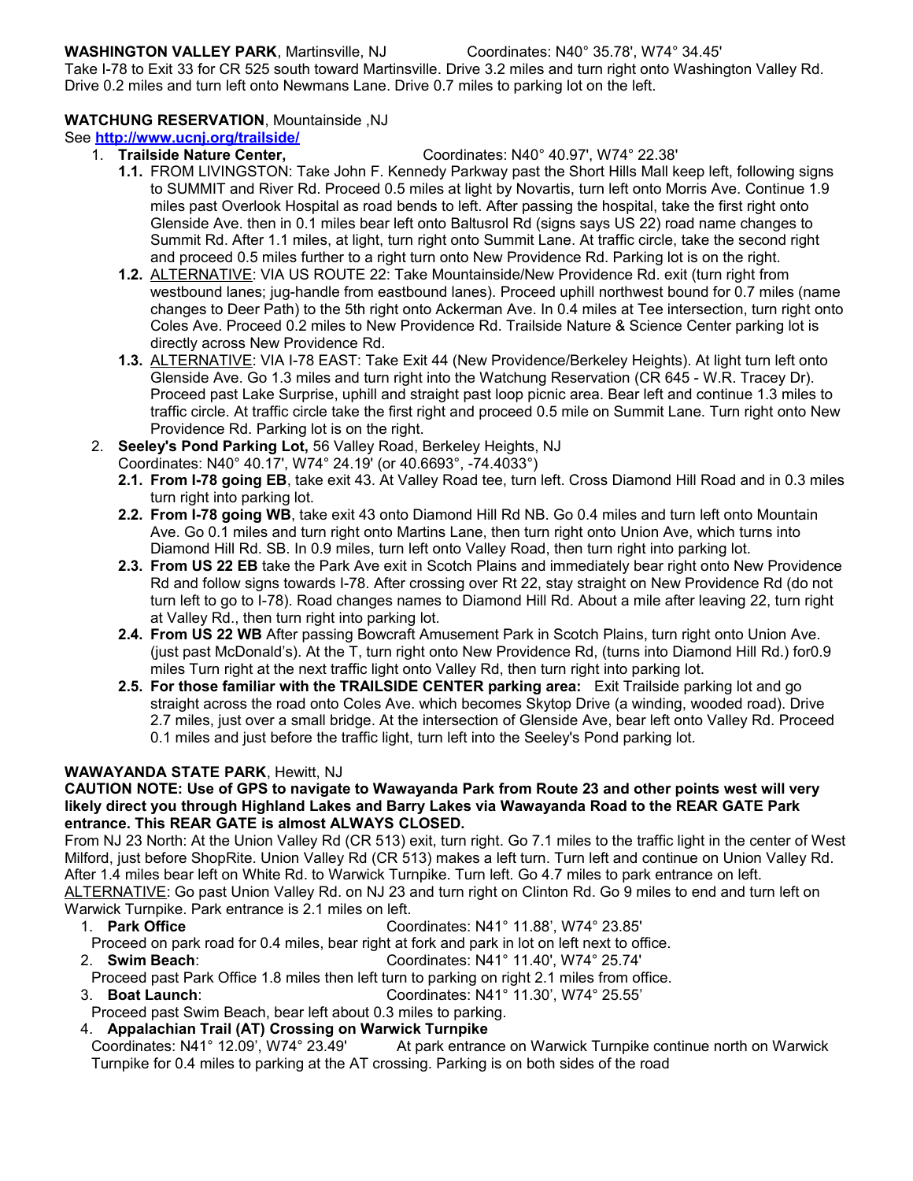**WASHINGTON VALLEY PARK**, Martinsville, NJ Coordinates: N40° 35.78', W74° 34.45'

Take I-78 to Exit 33 for CR 525 south toward Martinsville. Drive 3.2 miles and turn right onto Washington Valley Rd. Drive 0.2 miles and turn left onto Newmans Lane. Drive 0.7 miles to parking lot on the left.

**WATCHUNG RESERVATION**, Mountainside ,NJ

See **http://www.ucnj.org/trailside/**

1. **Trailside Nature Center,** Coordinates: N40° 40.97', W74° 22.38'
   - **1.1.** FROM LIVINGSTON: Take John F. Kennedy Parkway past the Short Hills Mall keep left, following signs to SUMMIT and River Rd. Proceed 0.5 miles at light by Novartis, turn left onto Morris Ave. Continue 1.9 miles past Overlook Hospital as road bends to left. After passing the hospital, take the first right onto Glenside Ave. then in 0.1 miles bear left onto Baltusrol Rd (signs says US 22) road name changes to Summit Rd. After 1.1 miles, at light, turn right onto Summit Lane. At traffic circle, take the second right and proceed 0.5 miles further to a right turn onto New Providence Rd. Parking lot is on the right.
   - **1.2.** ALTERNATIVE: VIA US ROUTE 22: Take Mountainside/New Providence Rd. exit (turn right from westbound lanes; jug-handle from eastbound lanes). Proceed uphill northwest bound for 0.7 miles (name changes to Deer Path) to the 5th right onto Ackerman Ave. In 0.4 miles at Tee intersection, turn right onto Coles Ave. Proceed 0.2 miles to New Providence Rd. Trailside Nature & Science Center parking lot is directly across New Providence Rd.
   - **1.3.** ALTERNATIVE: VIA I-78 EAST: Take Exit 44 (New Providence/Berkeley Heights). At light turn left onto Glenside Ave. Go 1.3 miles and turn right into the Watchung Reservation (CR 645 - W.R. Tracey Dr). Proceed past Lake Surprise, uphill and straight past loop picnic area. Bear left and continue 1.3 miles to traffic circle. At traffic circle take the first right and proceed 0.5 mile on Summit Lane. Turn right onto New Providence Rd. Parking lot is on the right.
2. **Seeley's Pond Parking Lot,** 56 Valley Road, Berkeley Heights, NJ
   Coordinates: N40° 40.17', W74° 24.19' (or 40.6693°, -74.4033°)
   - **2.1. From I-78 going EB**, take exit 43. At Valley Road tee, turn left. Cross Diamond Hill Road and in 0.3 miles turn right into parking lot.
   - **2.2. From I-78 going WB**, take exit 43 onto Diamond Hill Rd NB. Go 0.4 miles and turn left onto Mountain Ave. Go 0.1 miles and turn right onto Martins Lane, then turn right onto Union Ave, which turns into Diamond Hill Rd. SB. In 0.9 miles, turn left onto Valley Road, then turn right into parking lot.
   - **2.3. From US 22 EB** take the Park Ave exit in Scotch Plains and immediately bear right onto New Providence Rd and follow signs towards I-78. After crossing over Rt 22, stay straight on New Providence Rd (do not turn left to go to I-78). Road changes names to Diamond Hill Rd. About a mile after leaving 22, turn right at Valley Rd., then turn right into parking lot.
   - **2.4. From US 22 WB** After passing Bowcraft Amusement Park in Scotch Plains, turn right onto Union Ave. (just past McDonald's). At the T, turn right onto New Providence Rd, (turns into Diamond Hill Rd.) for0.9 miles Turn right at the next traffic light onto Valley Rd, then turn right into parking lot.
   - **2.5. For those familiar with the TRAILSIDE CENTER parking area:** Exit Trailside parking lot and go straight across the road onto Coles Ave. which becomes Skytop Drive (a winding, wooded road). Drive 2.7 miles, just over a small bridge. At the intersection of Glenside Ave, bear left onto Valley Rd. Proceed 0.1 miles and just before the traffic light, turn left into the Seeley's Pond parking lot.

**WAWAYANDA STATE PARK**, Hewitt, NJ

**CAUTION NOTE: Use of GPS to navigate to Wawayanda Park from Route 23 and other points west will very likely direct you through Highland Lakes and Barry Lakes via Wawayanda Road to the REAR GATE Park entrance. This REAR GATE is almost ALWAYS CLOSED.**

From NJ 23 North: At the Union Valley Rd (CR 513) exit, turn right. Go 7.1 miles to the traffic light in the center of West Milford, just before ShopRite. Union Valley Rd (CR 513) makes a left turn. Turn left and continue on Union Valley Rd. After 1.4 miles bear left on White Rd. to Warwick Turnpike. Turn left. Go 4.7 miles to park entrance on left.
ALTERNATIVE: Go past Union Valley Rd. on NJ 23 and turn right on Clinton Rd. Go 9 miles to end and turn left on Warwick Turnpike. Park entrance is 2.1 miles on left.

1. **Park Office** Coordinates: N41° 11.88', W74° 23.85'
   Proceed on park road for 0.4 miles, bear right at fork and park in lot on left next to office.
2. **Swim Beach**: Coordinates: N41° 11.40', W74° 25.74'
   Proceed past Park Office 1.8 miles then left turn to parking on right 2.1 miles from office.
3. **Boat Launch**: Coordinates: N41° 11.30', W74° 25.55'
   Proceed past Swim Beach, bear left about 0.3 miles to parking.
4. **Appalachian Trail (AT) Crossing on Warwick Turnpike**
   Coordinates: N41° 12.09', W74° 23.49' At park entrance on Warwick Turnpike continue north on Warwick Turnpike for 0.4 miles to parking at the AT crossing. Parking is on both sides of the road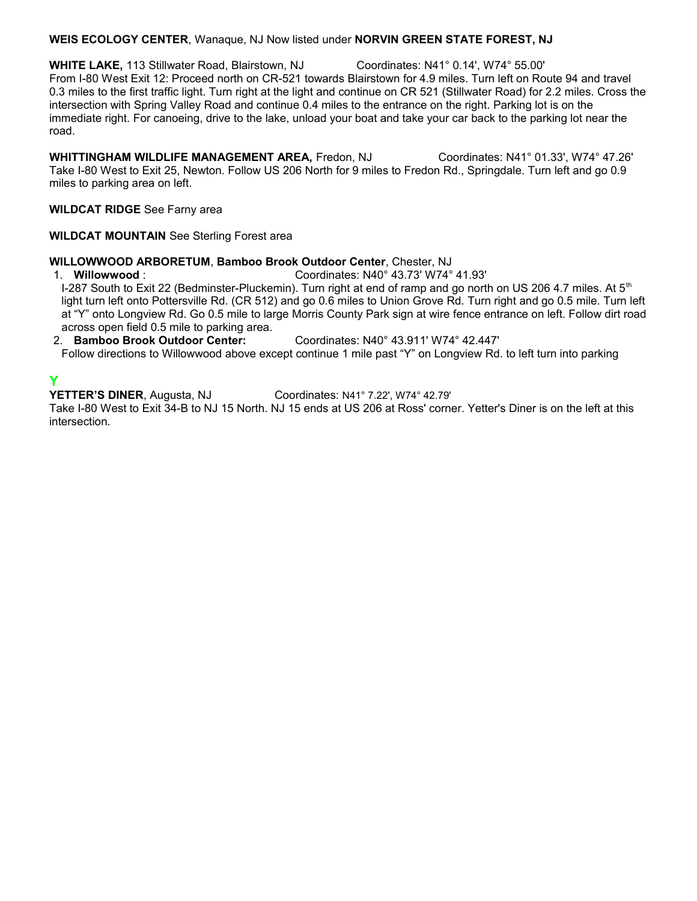**WEIS ECOLOGY CENTER**, Wanaque, NJ Now listed under **NORVIN GREEN STATE FOREST, NJ**

**WHITE LAKE,** 113 Stillwater Road, Blairstown, NJ Coordinates: N41° 0.14', W74° 55.00'
From I-80 West Exit 12: Proceed north on CR-521 towards Blairstown for 4.9 miles. Turn left on Route 94 and travel 0.3 miles to the first traffic light. Turn right at the light and continue on CR 521 (Stillwater Road) for 2.2 miles. Cross the intersection with Spring Valley Road and continue 0.4 miles to the entrance on the right. Parking lot is on the immediate right. For canoeing, drive to the lake, unload your boat and take your car back to the parking lot near the road.

**WHITTINGHAM WILDLIFE MANAGEMENT AREA,** Fredon, NJ Coordinates: N41° 01.33', W74° 47.26'
Take I-80 West to Exit 25, Newton. Follow US 206 North for 9 miles to Fredon Rd., Springdale. Turn left and go 0.9 miles to parking area on left.

**WILDCAT RIDGE** See Farny area

**WILDCAT MOUNTAIN** See Sterling Forest area

**WILLOWWOOD ARBORETUM**, **Bamboo Brook Outdoor Center**, Chester, NJ

1. **Willowwood** : Coordinates: N40° 43.73' W74° 41.93'
   I-287 South to Exit 22 (Bedminster-Pluckemin). Turn right at end of ramp and go north on US 206 4.7 miles. At 5th light turn left onto Pottersville Rd. (CR 512) and go 0.6 miles to Union Grove Rd. Turn right and go 0.5 mile. Turn left at "Y" onto Longview Rd. Go 0.5 mile to large Morris County Park sign at wire fence entrance on left. Follow dirt road across open field 0.5 mile to parking area.
2. **Bamboo Brook Outdoor Center:** Coordinates: N40° 43.911' W74° 42.447'
   Follow directions to Willowwood above except continue 1 mile past "Y" on Longview Rd. to left turn into parking

## Y

**YETTER'S DINER**, Augusta, NJ Coordinates: N41° 7.22', W74° 42.79'
Take I-80 West to Exit 34-B to NJ 15 North. NJ 15 ends at US 206 at Ross' corner. Yetter's Diner is on the left at this intersection.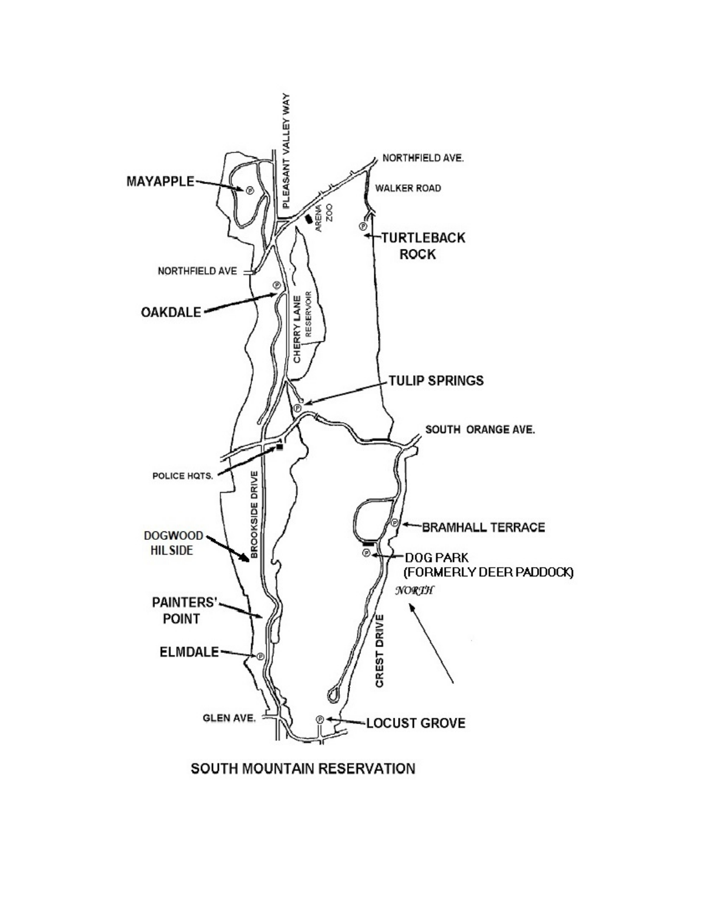MAYAPPLE

PLEASANT VALLEY WAY

NORTHFIELD AVE.

WALKER ROAD

ARENA

ZOO

TURTLEBACK ROCK

NORTHFIELD AVE

OAKDALE

CHERRY LANE

RESERVOIR

TULIP SPRINGS

SOUTH ORANGE AVE.

POLICE HQTS.

BROOKSIDE DRIVE

BRAMHALL TERRACE

DOGWOOD HILSIDE

DOG PARK (FORMERLY DEER PADDOCK)

NORTH

PAINTERS' POINT

CREST DRIVE

ELMDALE

GLEN AVE.

LOCUST GROVE

SOUTH MOUNTAIN RESERVATION